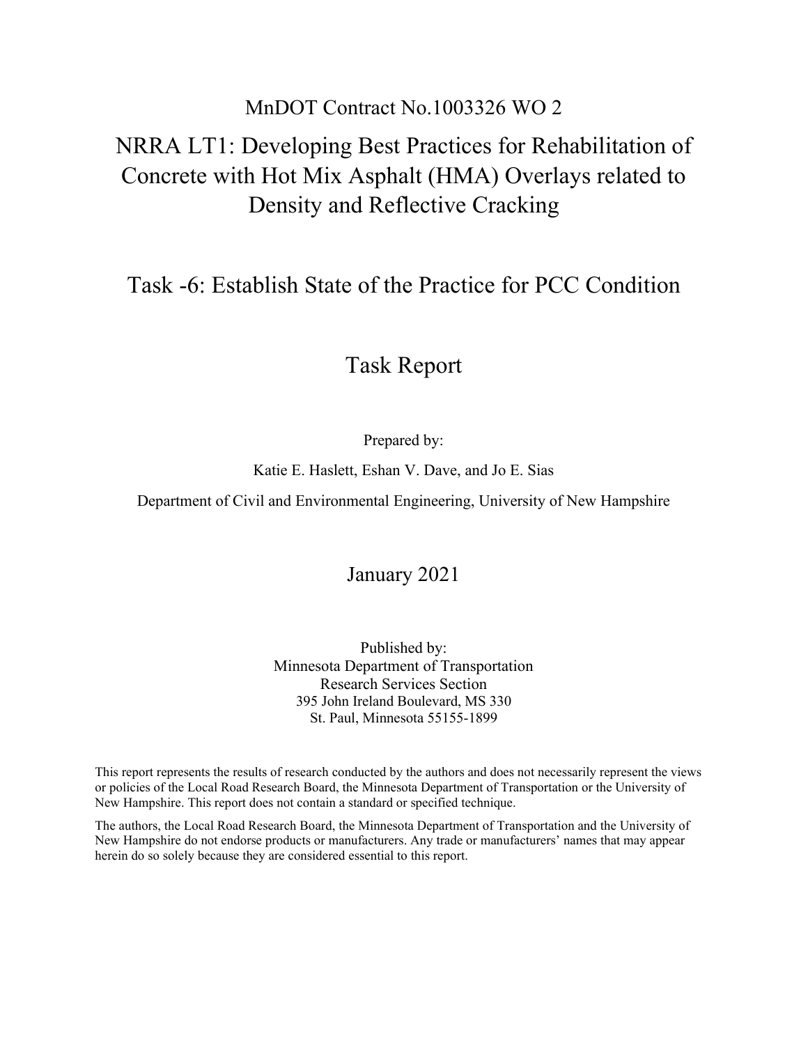MnDOT Contract No.1003326 WO 2

# NRRA LT1: Developing Best Practices for Rehabilitation of Concrete with Hot Mix Asphalt (HMA) Overlays related to Density and Reflective Cracking

## Task -6: Establish State of the Practice for PCC Condition

## Task Report

Prepared by:

Katie E. Haslett, Eshan V. Dave, and Jo E. Sias

Department of Civil and Environmental Engineering, University of New Hampshire

January 2021

Published by:
Minnesota Department of Transportation
Research Services Section
395 John Ireland Boulevard, MS 330
St. Paul, Minnesota 55155-1899

This report represents the results of research conducted by the authors and does not necessarily represent the views or policies of the Local Road Research Board, the Minnesota Department of Transportation or the University of New Hampshire. This report does not contain a standard or specified technique.

The authors, the Local Road Research Board, the Minnesota Department of Transportation and the University of New Hampshire do not endorse products or manufacturers. Any trade or manufacturers' names that may appear herein do so solely because they are considered essential to this report.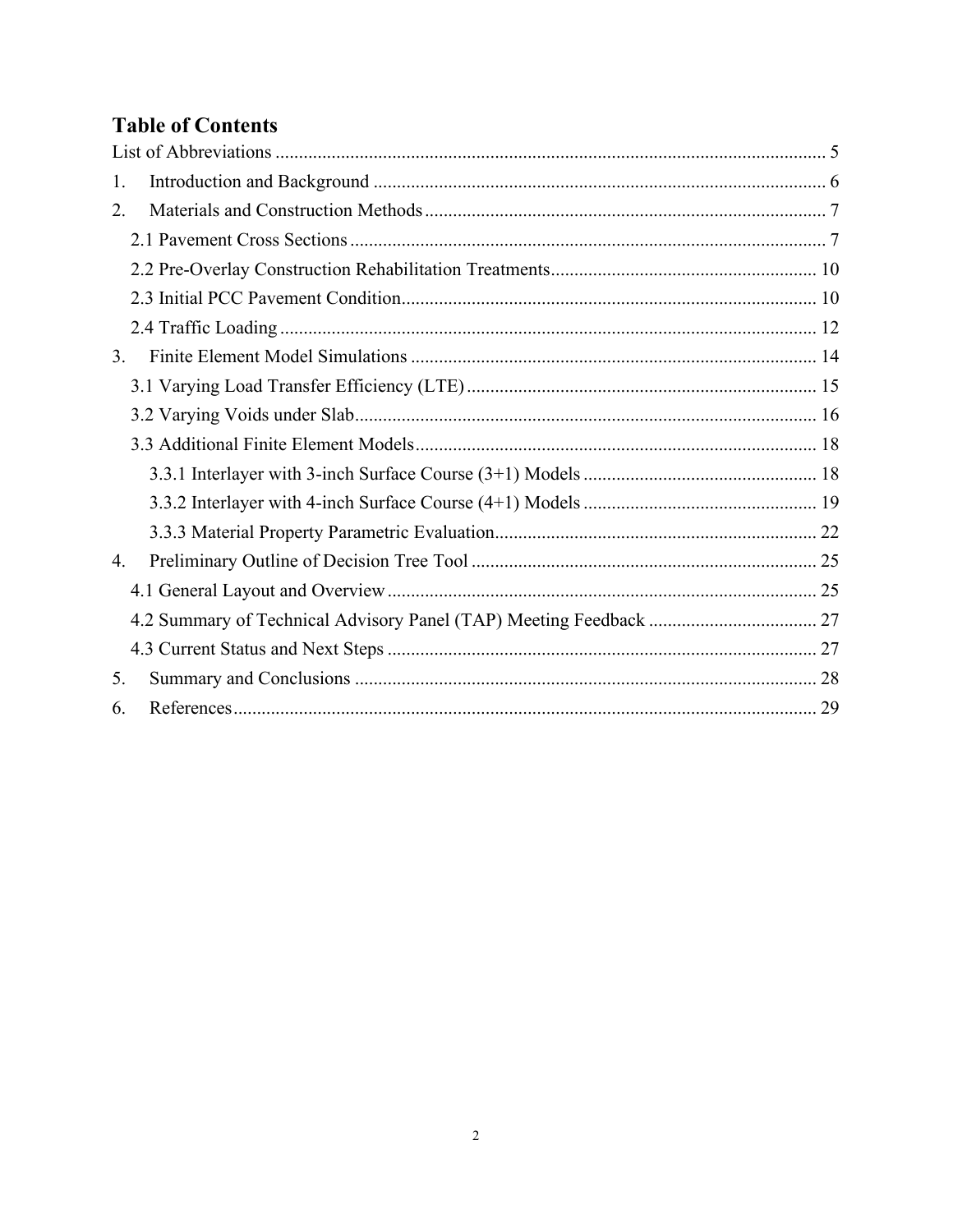# Table of Contents

List of Abbreviations ..................................................................................................................... 5

1. Introduction and Background ................................................................................................ 6

2. Materials and Construction Methods ...................................................................................... 7

   2.1 Pavement Cross Sections ..................................................................................................... 7

   2.2 Pre-Overlay Construction Rehabilitation Treatments......................................................... 10

   2.3 Initial PCC Pavement Condition......................................................................................... 10

   2.4 Traffic Loading .................................................................................................................. 12

3. Finite Element Model Simulations ...................................................................................... 14

   3.1 Varying Load Transfer Efficiency (LTE) ........................................................................... 15

   3.2 Varying Voids under Slab................................................................................................... 16

   3.3 Additional Finite Element Models...................................................................................... 18

      3.3.1 Interlayer with 3-inch Surface Course (3+1) Models .................................................. 18

      3.3.2 Interlayer with 4-inch Surface Course (4+1) Models .................................................. 19

      3.3.3 Material Property Parametric Evaluation..................................................................... 22

4. Preliminary Outline of Decision Tree Tool ......................................................................... 25

   4.1 General Layout and Overview ............................................................................................ 25

   4.2 Summary of Technical Advisory Panel (TAP) Meeting Feedback .................................... 27

   4.3 Current Status and Next Steps ............................................................................................ 27

5. Summary and Conclusions ................................................................................................... 28

6. References............................................................................................................................. 29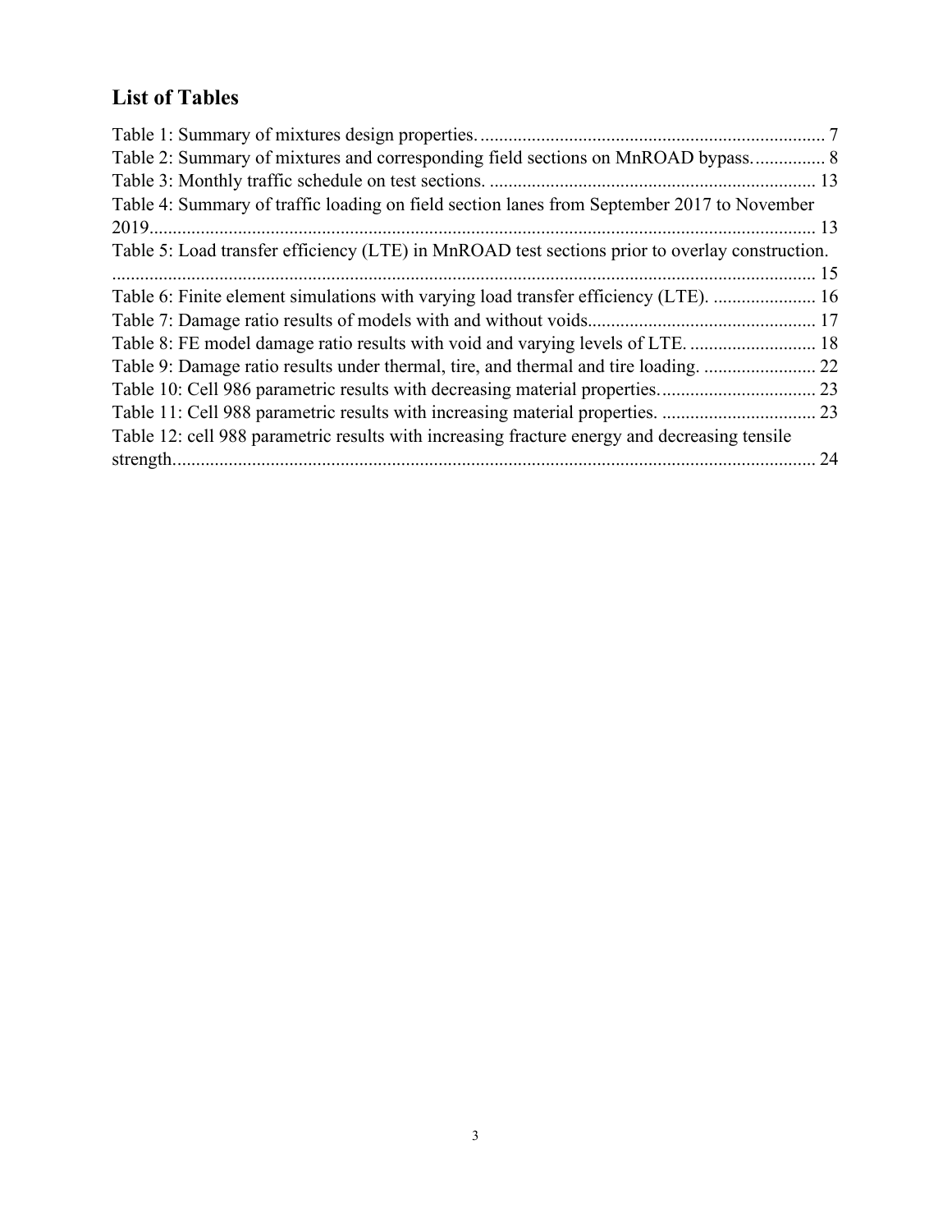## List of Tables

Table 1: Summary of mixtures design properties. 7
Table 2: Summary of mixtures and corresponding field sections on MnROAD bypass. 8
Table 3: Monthly traffic schedule on test sections. 13
Table 4: Summary of traffic loading on field section lanes from September 2017 to November 2019. 13
Table 5: Load transfer efficiency (LTE) in MnROAD test sections prior to overlay construction. 15
Table 6: Finite element simulations with varying load transfer efficiency (LTE). 16
Table 7: Damage ratio results of models with and without voids. 17
Table 8: FE model damage ratio results with void and varying levels of LTE. 18
Table 9: Damage ratio results under thermal, tire, and thermal and tire loading. 22
Table 10: Cell 986 parametric results with decreasing material properties. 23
Table 11: Cell 988 parametric results with increasing material properties. 23
Table 12: cell 988 parametric results with increasing fracture energy and decreasing tensile strength. 24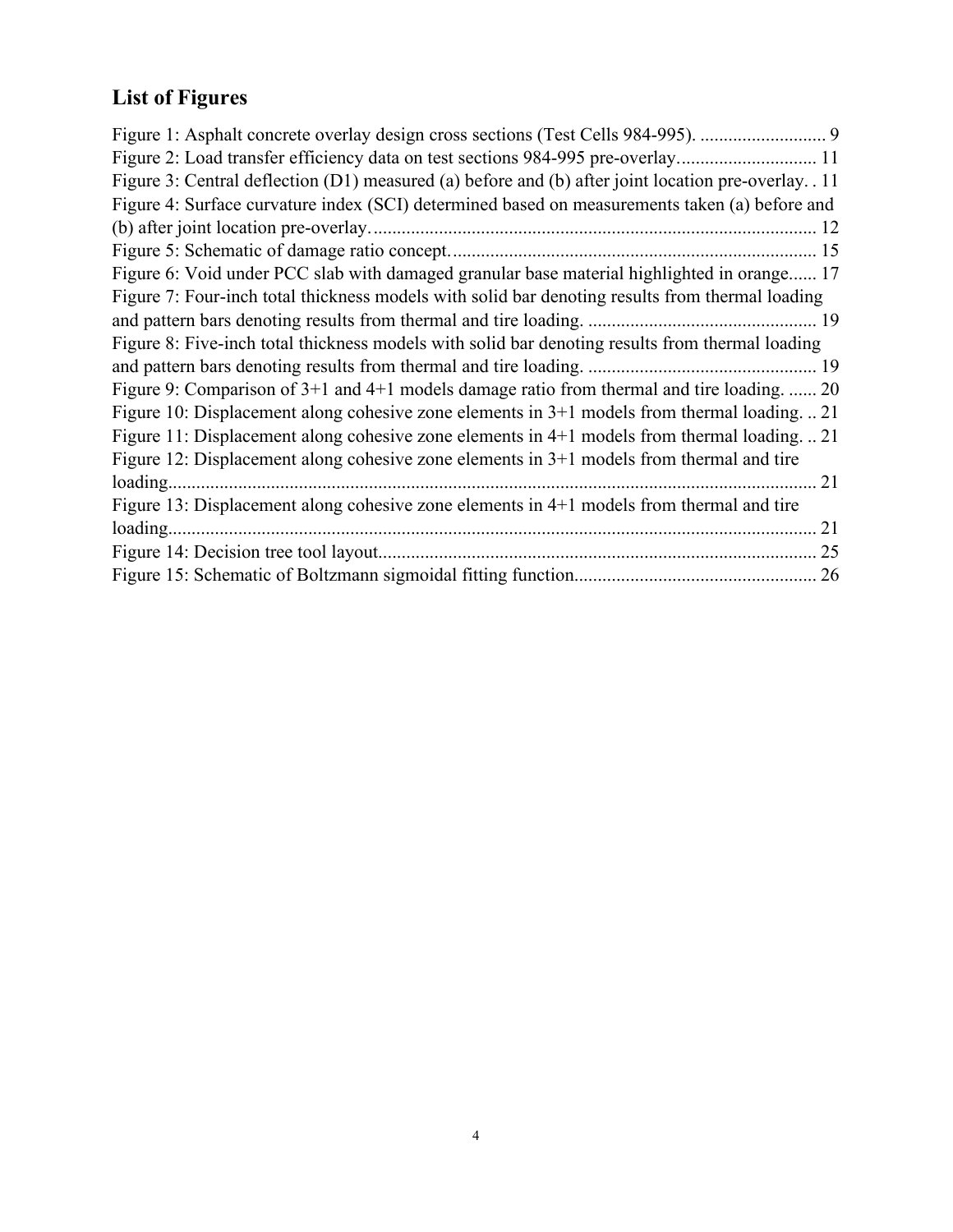## List of Figures

Figure 1: Asphalt concrete overlay design cross sections (Test Cells 984-995). ........................... 9
Figure 2: Load transfer efficiency data on test sections 984-995 pre-overlay............................. 11
Figure 3: Central deflection (D1) measured (a) before and (b) after joint location pre-overlay. . 11
Figure 4: Surface curvature index (SCI) determined based on measurements taken (a) before and (b) after joint location pre-overlay.............................................................................................. 12
Figure 5: Schematic of damage ratio concept.............................................................................. 15
Figure 6: Void under PCC slab with damaged granular base material highlighted in orange...... 17
Figure 7: Four-inch total thickness models with solid bar denoting results from thermal loading and pattern bars denoting results from thermal and tire loading. ................................................. 19
Figure 8: Five-inch total thickness models with solid bar denoting results from thermal loading and pattern bars denoting results from thermal and tire loading. ................................................. 19
Figure 9: Comparison of 3+1 and 4+1 models damage ratio from thermal and tire loading. ...... 20
Figure 10: Displacement along cohesive zone elements in 3+1 models from thermal loading. .. 21
Figure 11: Displacement along cohesive zone elements in 4+1 models from thermal loading. .. 21
Figure 12: Displacement along cohesive zone elements in 3+1 models from thermal and tire loading.......................................................................................................................................... 21
Figure 13: Displacement along cohesive zone elements in 4+1 models from thermal and tire loading.......................................................................................................................................... 21
Figure 14: Decision tree tool layout............................................................................................. 25
Figure 15: Schematic of Boltzmann sigmoidal fitting function.................................................... 26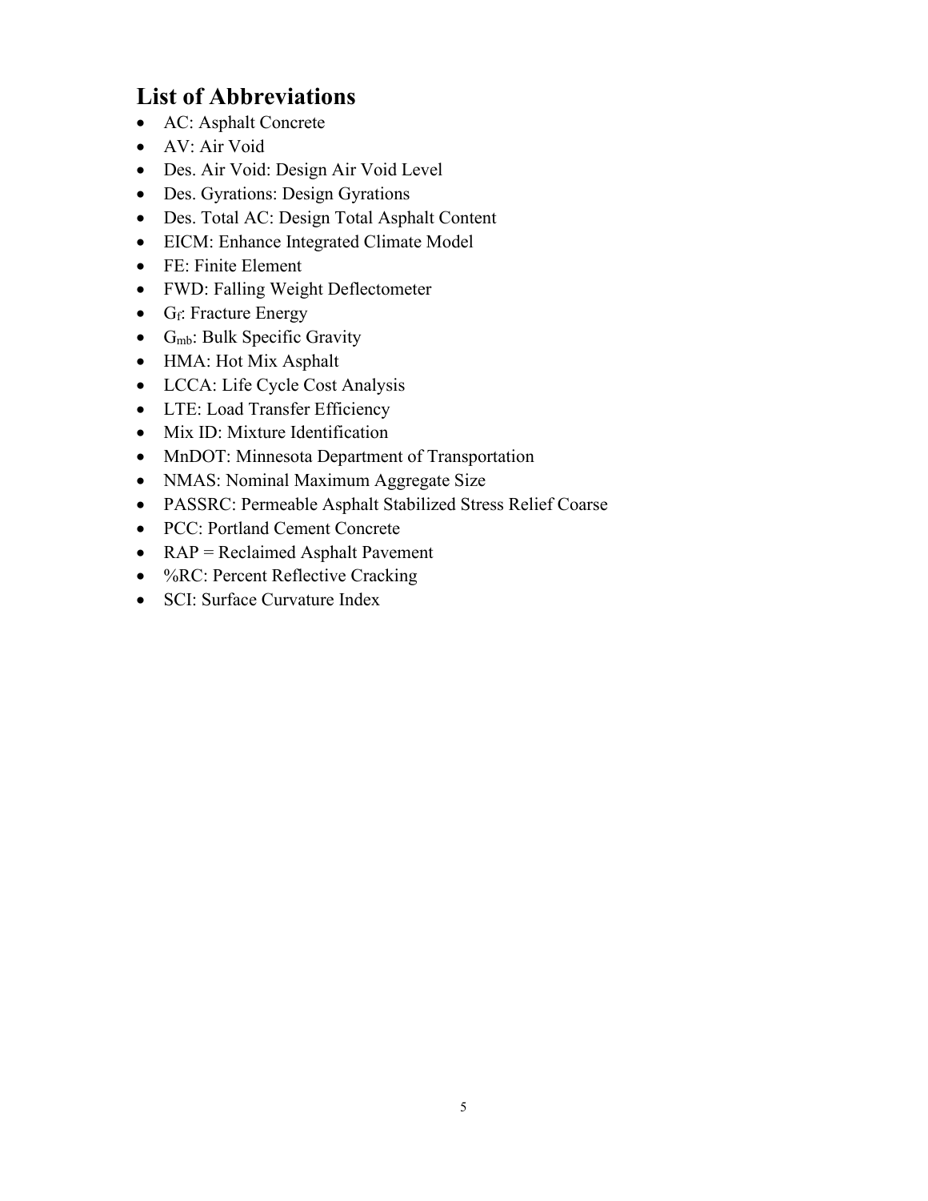## List of Abbreviations

- AC: Asphalt Concrete
- AV: Air Void
- Des. Air Void: Design Air Void Level
- Des. Gyrations: Design Gyrations
- Des. Total AC: Design Total Asphalt Content
- EICM: Enhance Integrated Climate Model
- FE: Finite Element
- FWD: Falling Weight Deflectometer
- $G_f$: Fracture Energy
- $G_{mb}$: Bulk Specific Gravity
- HMA: Hot Mix Asphalt
- LCCA: Life Cycle Cost Analysis
- LTE: Load Transfer Efficiency
- Mix ID: Mixture Identification
- MnDOT: Minnesota Department of Transportation
- NMAS: Nominal Maximum Aggregate Size
- PASSRC: Permeable Asphalt Stabilized Stress Relief Coarse
- PCC: Portland Cement Concrete
- RAP = Reclaimed Asphalt Pavement
- %RC: Percent Reflective Cracking
- SCI: Surface Curvature Index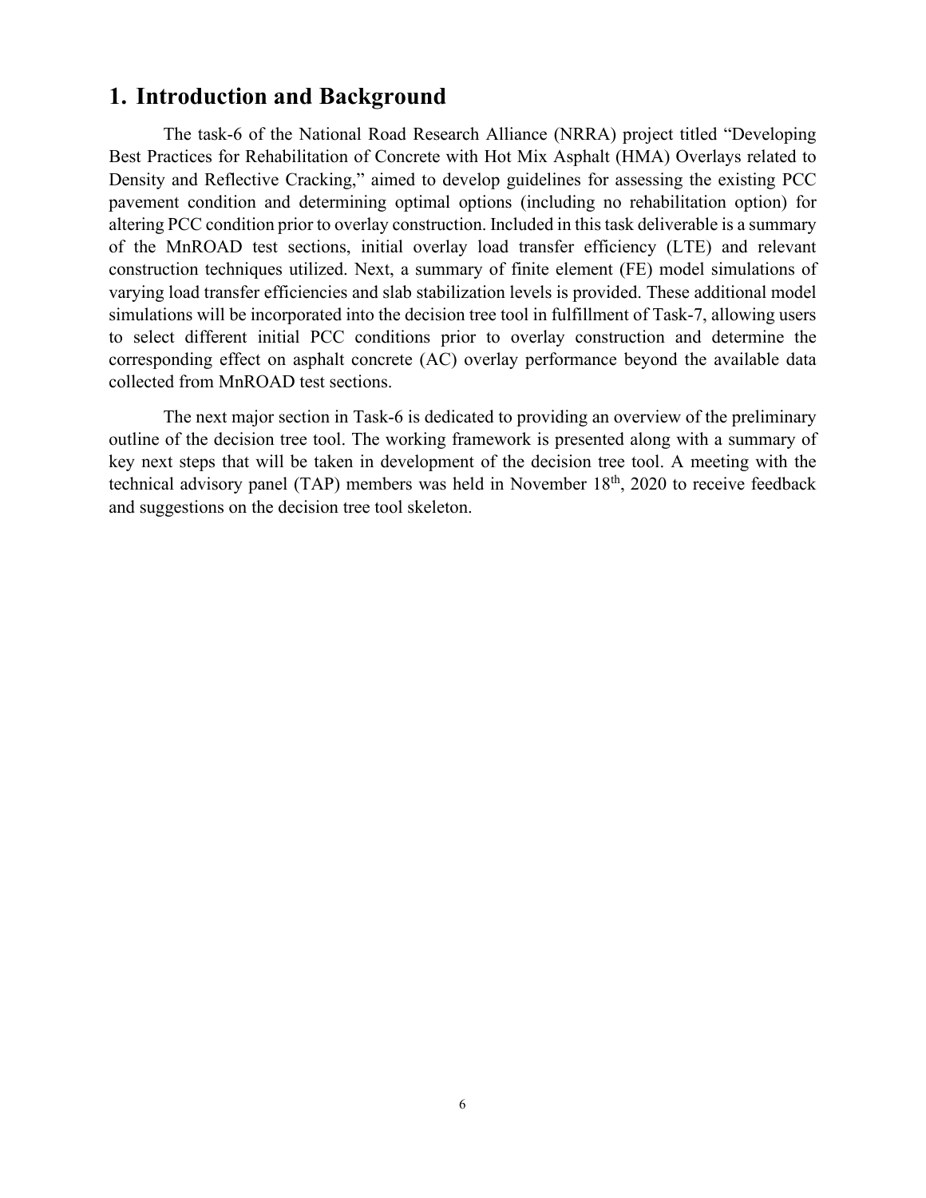# 1. Introduction and Background

The task-6 of the National Road Research Alliance (NRRA) project titled "Developing Best Practices for Rehabilitation of Concrete with Hot Mix Asphalt (HMA) Overlays related to Density and Reflective Cracking," aimed to develop guidelines for assessing the existing PCC pavement condition and determining optimal options (including no rehabilitation option) for altering PCC condition prior to overlay construction. Included in this task deliverable is a summary of the MnROAD test sections, initial overlay load transfer efficiency (LTE) and relevant construction techniques utilized. Next, a summary of finite element (FE) model simulations of varying load transfer efficiencies and slab stabilization levels is provided. These additional model simulations will be incorporated into the decision tree tool in fulfillment of Task-7, allowing users to select different initial PCC conditions prior to overlay construction and determine the corresponding effect on asphalt concrete (AC) overlay performance beyond the available data collected from MnROAD test sections.

The next major section in Task-6 is dedicated to providing an overview of the preliminary outline of the decision tree tool. The working framework is presented along with a summary of key next steps that will be taken in development of the decision tree tool. A meeting with the technical advisory panel (TAP) members was held in November 18th, 2020 to receive feedback and suggestions on the decision tree tool skeleton.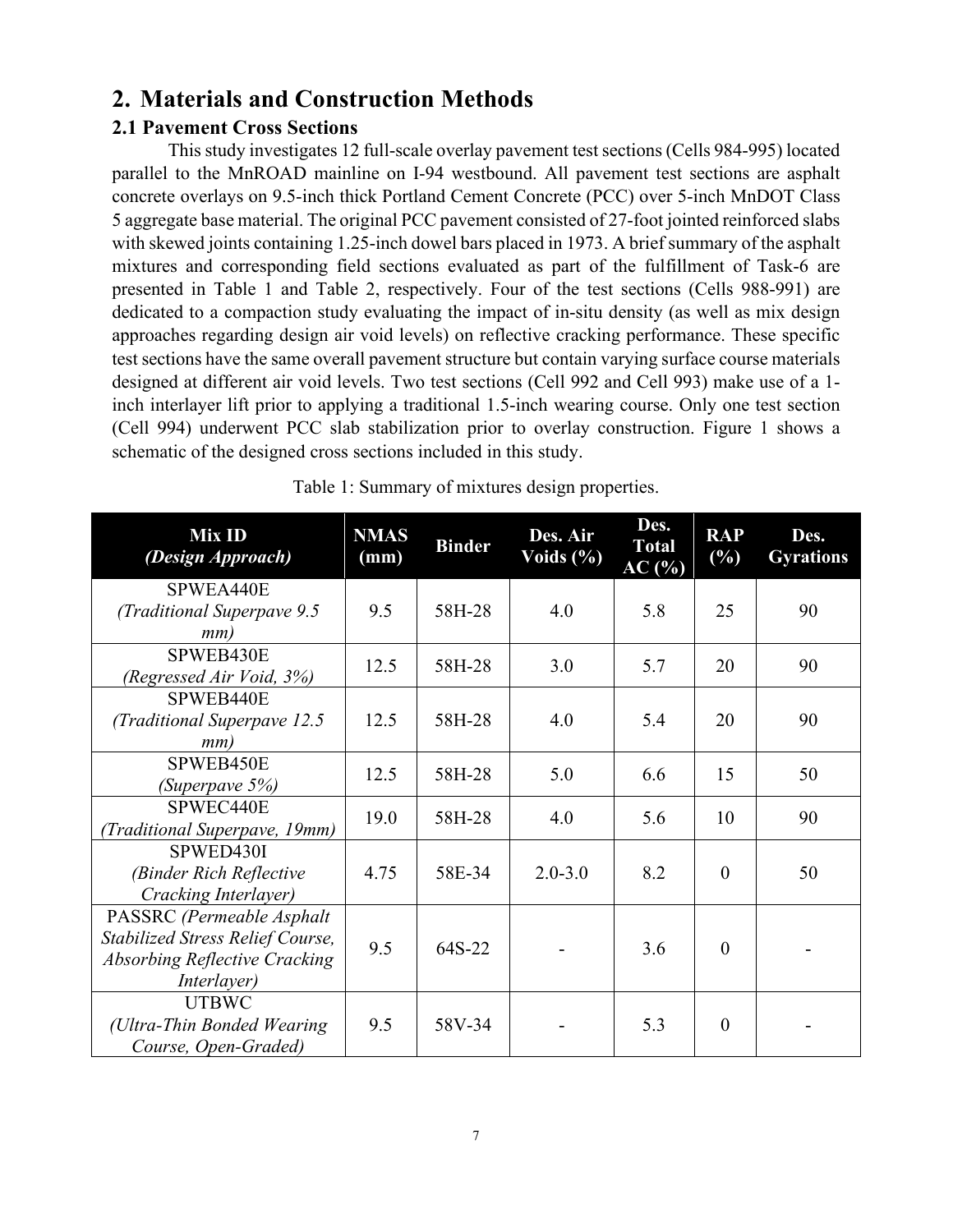# 2. Materials and Construction Methods

## 2.1 Pavement Cross Sections

This study investigates 12 full-scale overlay pavement test sections (Cells 984-995) located parallel to the MnROAD mainline on I-94 westbound. All pavement test sections are asphalt concrete overlays on 9.5-inch thick Portland Cement Concrete (PCC) over 5-inch MnDOT Class 5 aggregate base material. The original PCC pavement consisted of 27-foot jointed reinforced slabs with skewed joints containing 1.25-inch dowel bars placed in 1973. A brief summary of the asphalt mixtures and corresponding field sections evaluated as part of the fulfillment of Task-6 are presented in Table 1 and Table 2, respectively. Four of the test sections (Cells 988-991) are dedicated to a compaction study evaluating the impact of in-situ density (as well as mix design approaches regarding design air void levels) on reflective cracking performance. These specific test sections have the same overall pavement structure but contain varying surface course materials designed at different air void levels. Two test sections (Cell 992 and Cell 993) make use of a 1-inch interlayer lift prior to applying a traditional 1.5-inch wearing course. Only one test section (Cell 994) underwent PCC slab stabilization prior to overlay construction. Figure 1 shows a schematic of the designed cross sections included in this study.

Table 1: Summary of mixtures design properties.

| **Mix ID** *(Design Approach)* | **NMAS (mm)** | **Binder** | **Des. Air Voids (%)** | **Des. Total AC (%)** | **RAP (%)** | **Des. Gyrations** |
|---|---|---|---|---|---|---|
| SPWEA440E *(Traditional Superpave 9.5 mm)* | 9.5 | 58H-28 | 4.0 | 5.8 | 25 | 90 |
| SPWEB430E *(Regressed Air Void, 3%)* | 12.5 | 58H-28 | 3.0 | 5.7 | 20 | 90 |
| SPWEB440E *(Traditional Superpave 12.5 mm)* | 12.5 | 58H-28 | 4.0 | 5.4 | 20 | 90 |
| SPWEB450E *(Superpave 5%)* | 12.5 | 58H-28 | 5.0 | 6.6 | 15 | 50 |
| SPWEC440E *(Traditional Superpave, 19mm)* | 19.0 | 58H-28 | 4.0 | 5.6 | 10 | 90 |
| SPWED430I *(Binder Rich Reflective Cracking Interlayer)* | 4.75 | 58E-34 | 2.0-3.0 | 8.2 | 0 | 50 |
| PASSRC *(Permeable Asphalt Stabilized Stress Relief Course, Absorbing Reflective Cracking Interlayer)* | 9.5 | 64S-22 | - | 3.6 | 0 | - |
| UTBWC *(Ultra-Thin Bonded Wearing Course, Open-Graded)* | 9.5 | 58V-34 | - | 5.3 | 0 | - |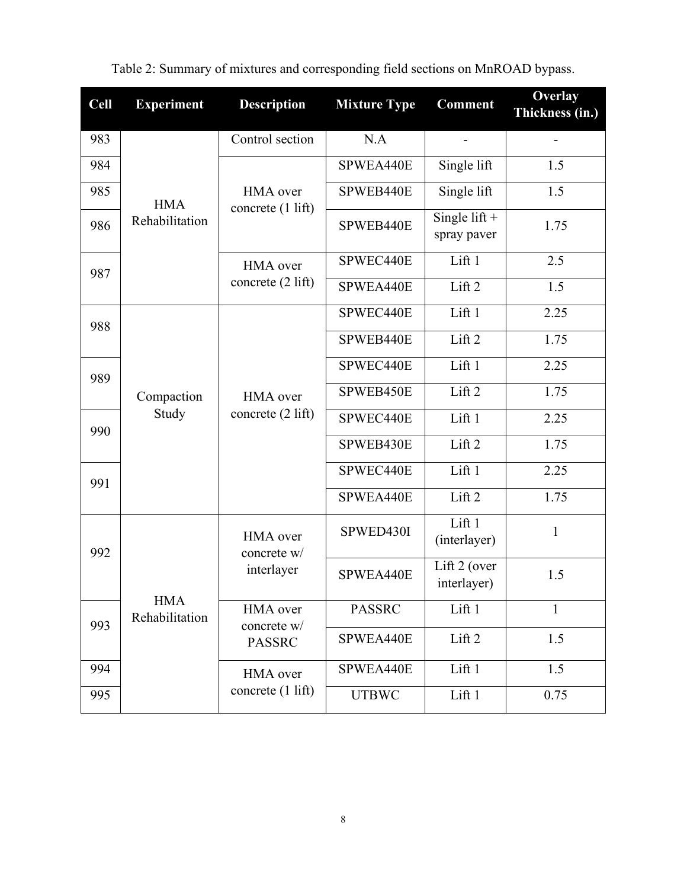Table 2: Summary of mixtures and corresponding field sections on MnROAD bypass.

| Cell | Experiment | Description | Mixture Type | Comment | Overlay Thickness (in.) |
|---|---|---|---|---|---|
| 983 | HMA Rehabilitation | Control section | N.A | - | - |
| 984 | | HMA over concrete (1 lift) | SPWEA440E | Single lift | 1.5 |
| 985 | | | SPWEB440E | Single lift | 1.5 |
| 986 | | | SPWEB440E | Single lift + spray paver | 1.75 |
| 987 | | HMA over concrete (2 lift) | SPWEC440E | Lift 1 | 2.5 |
| | | | SPWEA440E | Lift 2 | 1.5 |
| 988 | Compaction Study | HMA over concrete (2 lift) | SPWEC440E | Lift 1 | 2.25 |
| | | | SPWEB440E | Lift 2 | 1.75 |
| 989 | | | SPWEC440E | Lift 1 | 2.25 |
| | | | SPWEB450E | Lift 2 | 1.75 |
| 990 | | | SPWEC440E | Lift 1 | 2.25 |
| | | | SPWEB430E | Lift 2 | 1.75 |
| 991 | | | SPWEC440E | Lift 1 | 2.25 |
| | | | SPWEA440E | Lift 2 | 1.75 |
| 992 | HMA Rehabilitation | HMA over concrete w/ interlayer | SPWED430I | Lift 1 (interlayer) | 1 |
| | | | SPWEA440E | Lift 2 (over interlayer) | 1.5 |
| 993 | | HMA over concrete w/ PASSRC | PASSRC | Lift 1 | 1 |
| | | | SPWEA440E | Lift 2 | 1.5 |
| 994 | | HMA over concrete (1 lift) | SPWEA440E | Lift 1 | 1.5 |
| 995 | | | UTBWC | Lift 1 | 0.75 |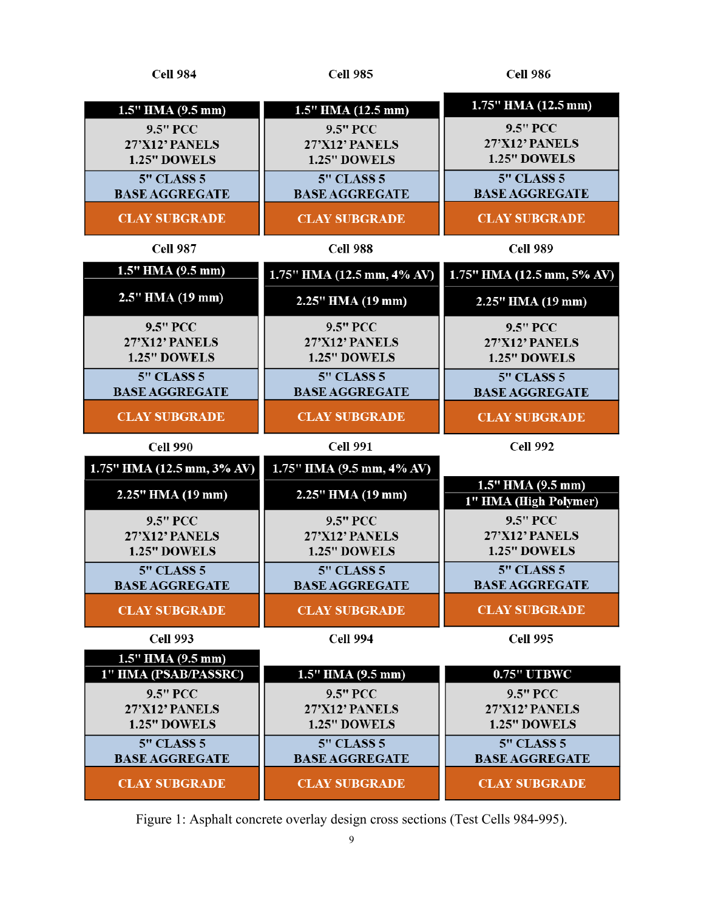**Cell 984**

| 1.5" HMA (9.5 mm) |
|---|
| 9.5" PCC<br>27'X12' PANELS<br>1.25" DOWELS |
| 5" CLASS 5<br>BASE AGGREGATE |
| CLAY SUBGRADE |

**Cell 985**

| 1.5" HMA (12.5 mm) |
|---|
| 9.5" PCC<br>27'X12' PANELS<br>1.25" DOWELS |
| 5" CLASS 5<br>BASE AGGREGATE |
| CLAY SUBGRADE |

**Cell 986**

| 1.75" HMA (12.5 mm) |
|---|
| 9.5" PCC<br>27'X12' PANELS<br>1.25" DOWELS |
| 5" CLASS 5<br>BASE AGGREGATE |
| CLAY SUBGRADE |

**Cell 987**

| 1.5" HMA (9.5 mm) |
|---|
| 2.5" HMA (19 mm) |
| 9.5" PCC<br>27'X12' PANELS<br>1.25" DOWELS |
| 5" CLASS 5<br>BASE AGGREGATE |
| CLAY SUBGRADE |

**Cell 988**

| 1.75" HMA (12.5 mm, 4% AV) |
|---|
| 2.25" HMA (19 mm) |
| 9.5" PCC<br>27'X12' PANELS<br>1.25" DOWELS |
| 5" CLASS 5<br>BASE AGGREGATE |
| CLAY SUBGRADE |

**Cell 989**

| 1.75" HMA (12.5 mm, 5% AV) |
|---|
| 2.25" HMA (19 mm) |
| 9.5" PCC<br>27'X12' PANELS<br>1.25" DOWELS |
| 5" CLASS 5<br>BASE AGGREGATE |
| CLAY SUBGRADE |

**Cell 990**

| 1.75" HMA (12.5 mm, 3% AV) |
|---|
| 2.25" HMA (19 mm) |
| 9.5" PCC<br>27'X12' PANELS<br>1.25" DOWELS |
| 5" CLASS 5<br>BASE AGGREGATE |
| CLAY SUBGRADE |

**Cell 991**

| 1.75" HMA (9.5 mm, 4% AV) |
|---|
| 2.25" HMA (19 mm) |
| 9.5" PCC<br>27'X12' PANELS<br>1.25" DOWELS |
| 5" CLASS 5<br>BASE AGGREGATE |
| CLAY SUBGRADE |

**Cell 992**

| 1.5" HMA (9.5 mm) |
|---|
| 1" HMA (High Polymer) |
| 9.5" PCC<br>27'X12' PANELS<br>1.25" DOWELS |
| 5" CLASS 5<br>BASE AGGREGATE |
| CLAY SUBGRADE |

**Cell 993**

| 1.5" HMA (9.5 mm) |
|---|
| 1" HMA (PSAB/PASSRC) |
| 9.5" PCC<br>27'X12' PANELS<br>1.25" DOWELS |
| 5" CLASS 5<br>BASE AGGREGATE |
| CLAY SUBGRADE |

**Cell 994**

| 1.5" HMA (9.5 mm) |
|---|
| 9.5" PCC<br>27'X12' PANELS<br>1.25" DOWELS |
| 5" CLASS 5<br>BASE AGGREGATE |
| CLAY SUBGRADE |

**Cell 995**

| 0.75" UTBWC |
|---|
| 9.5" PCC<br>27'X12' PANELS<br>1.25" DOWELS |
| 5" CLASS 5<br>BASE AGGREGATE |
| CLAY SUBGRADE |

Figure 1: Asphalt concrete overlay design cross sections (Test Cells 984-995).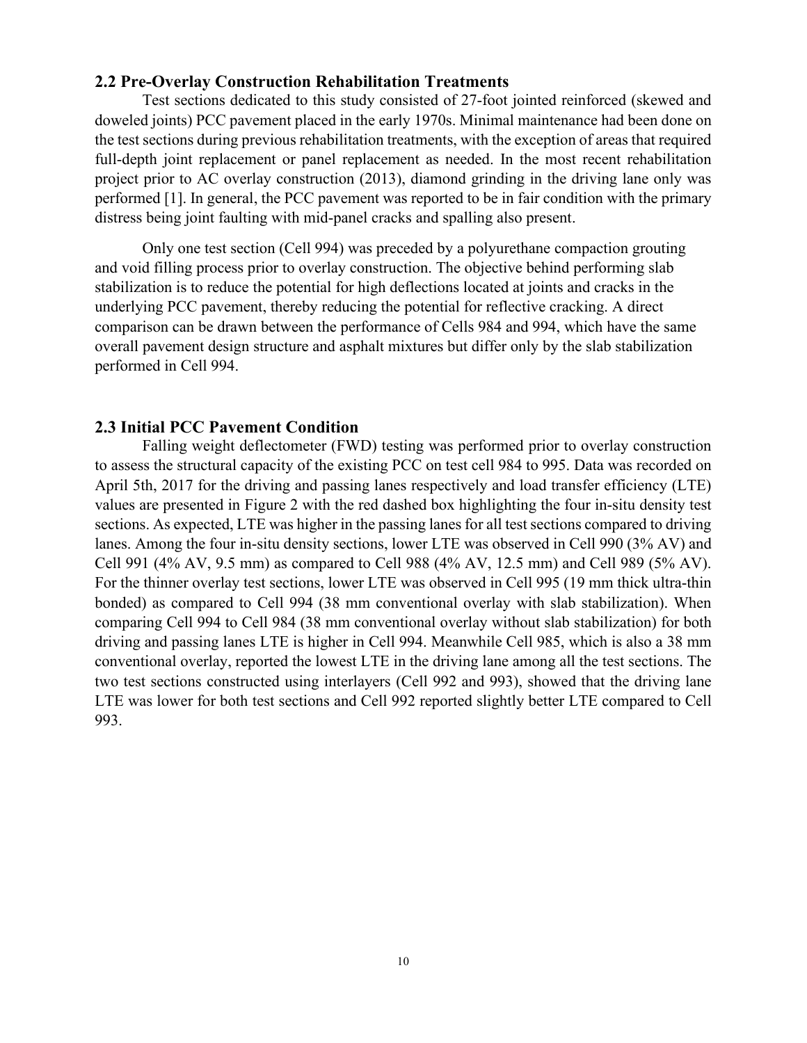## 2.2 Pre-Overlay Construction Rehabilitation Treatments

Test sections dedicated to this study consisted of 27-foot jointed reinforced (skewed and doweled joints) PCC pavement placed in the early 1970s. Minimal maintenance had been done on the test sections during previous rehabilitation treatments, with the exception of areas that required full-depth joint replacement or panel replacement as needed. In the most recent rehabilitation project prior to AC overlay construction (2013), diamond grinding in the driving lane only was performed [1]. In general, the PCC pavement was reported to be in fair condition with the primary distress being joint faulting with mid-panel cracks and spalling also present.

Only one test section (Cell 994) was preceded by a polyurethane compaction grouting and void filling process prior to overlay construction. The objective behind performing slab stabilization is to reduce the potential for high deflections located at joints and cracks in the underlying PCC pavement, thereby reducing the potential for reflective cracking. A direct comparison can be drawn between the performance of Cells 984 and 994, which have the same overall pavement design structure and asphalt mixtures but differ only by the slab stabilization performed in Cell 994.

## 2.3 Initial PCC Pavement Condition

Falling weight deflectometer (FWD) testing was performed prior to overlay construction to assess the structural capacity of the existing PCC on test cell 984 to 995. Data was recorded on April 5th, 2017 for the driving and passing lanes respectively and load transfer efficiency (LTE) values are presented in Figure 2 with the red dashed box highlighting the four in-situ density test sections. As expected, LTE was higher in the passing lanes for all test sections compared to driving lanes. Among the four in-situ density sections, lower LTE was observed in Cell 990 (3% AV) and Cell 991 (4% AV, 9.5 mm) as compared to Cell 988 (4% AV, 12.5 mm) and Cell 989 (5% AV). For the thinner overlay test sections, lower LTE was observed in Cell 995 (19 mm thick ultra-thin bonded) as compared to Cell 994 (38 mm conventional overlay with slab stabilization). When comparing Cell 994 to Cell 984 (38 mm conventional overlay without slab stabilization) for both driving and passing lanes LTE is higher in Cell 994. Meanwhile Cell 985, which is also a 38 mm conventional overlay, reported the lowest LTE in the driving lane among all the test sections. The two test sections constructed using interlayers (Cell 992 and 993), showed that the driving lane LTE was lower for both test sections and Cell 992 reported slightly better LTE compared to Cell 993.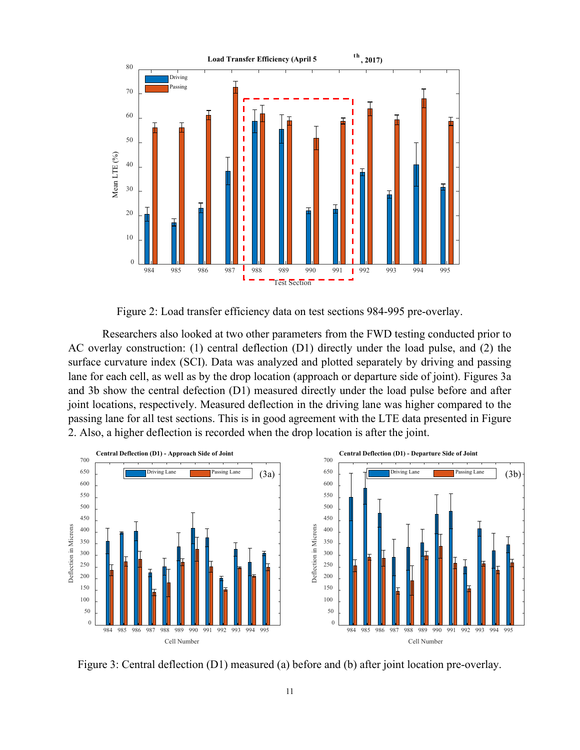Figure 2: Load transfer efficiency data on test sections 984-995 pre-overlay.

Researchers also looked at two other parameters from the FWD testing conducted prior to AC overlay construction: (1) central deflection (D1) directly under the load pulse, and (2) the surface curvature index (SCI). Data was analyzed and plotted separately by driving and passing lane for each cell, as well as by the drop location (approach or departure side of joint). Figures 3a and 3b show the central defection (D1) measured directly under the load pulse before and after joint locations, respectively. Measured deflection in the driving lane was higher compared to the passing lane for all test sections. This is in good agreement with the LTE data presented in Figure 2. Also, a higher deflection is recorded when the drop location is after the joint.

Figure 3: Central deflection (D1) measured (a) before and (b) after joint location pre-overlay.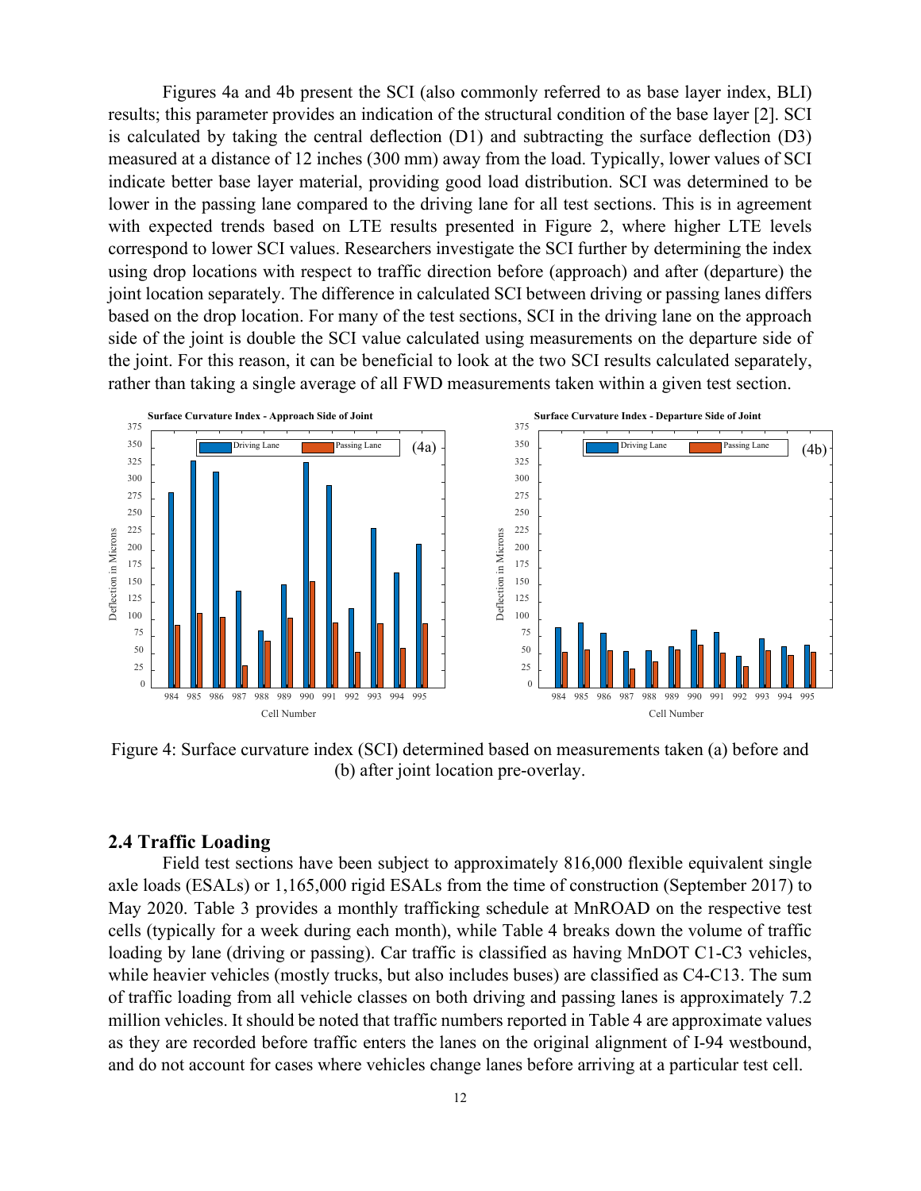Figures 4a and 4b present the SCI (also commonly referred to as base layer index, BLI) results; this parameter provides an indication of the structural condition of the base layer [2]. SCI is calculated by taking the central deflection (D1) and subtracting the surface deflection (D3) measured at a distance of 12 inches (300 mm) away from the load. Typically, lower values of SCI indicate better base layer material, providing good load distribution. SCI was determined to be lower in the passing lane compared to the driving lane for all test sections. This is in agreement with expected trends based on LTE results presented in Figure 2, where higher LTE levels correspond to lower SCI values. Researchers investigate the SCI further by determining the index using drop locations with respect to traffic direction before (approach) and after (departure) the joint location separately. The difference in calculated SCI between driving or passing lanes differs based on the drop location. For many of the test sections, SCI in the driving lane on the approach side of the joint is double the SCI value calculated using measurements on the departure side of the joint. For this reason, it can be beneficial to look at the two SCI results calculated separately, rather than taking a single average of all FWD measurements taken within a given test section.

Figure 4: Surface curvature index (SCI) determined based on measurements taken (a) before and (b) after joint location pre-overlay.

## 2.4 Traffic Loading

Field test sections have been subject to approximately 816,000 flexible equivalent single axle loads (ESALs) or 1,165,000 rigid ESALs from the time of construction (September 2017) to May 2020. Table 3 provides a monthly trafficking schedule at MnROAD on the respective test cells (typically for a week during each month), while Table 4 breaks down the volume of traffic loading by lane (driving or passing). Car traffic is classified as having MnDOT C1-C3 vehicles, while heavier vehicles (mostly trucks, but also includes buses) are classified as C4-C13. The sum of traffic loading from all vehicle classes on both driving and passing lanes is approximately 7.2 million vehicles. It should be noted that traffic numbers reported in Table 4 are approximate values as they are recorded before traffic enters the lanes on the original alignment of I-94 westbound, and do not account for cases where vehicles change lanes before arriving at a particular test cell.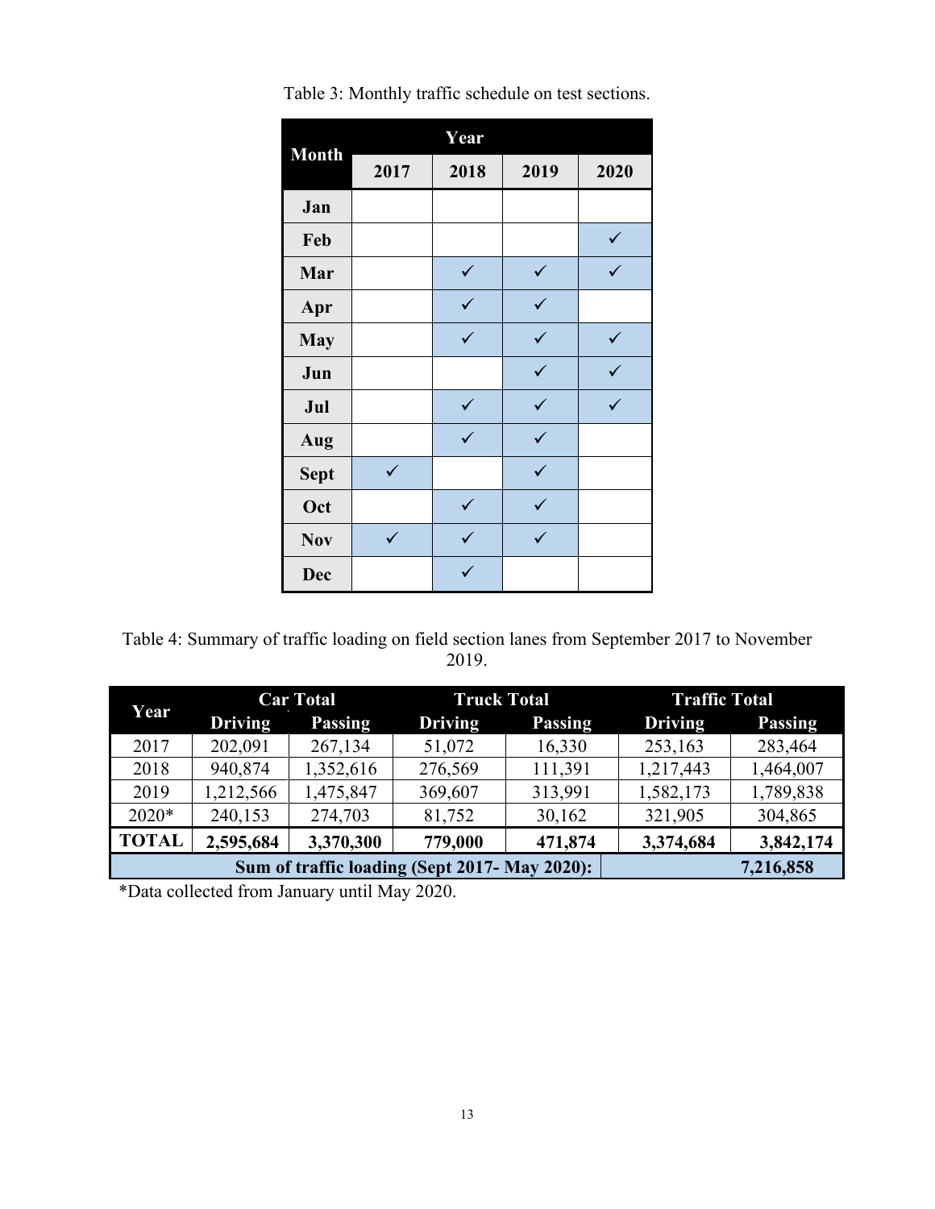Table 3: Monthly traffic schedule on test sections.

| Month | Year | | | |
|---|---|---|---|---|
| | 2017 | 2018 | 2019 | 2020 |
| Jan | | | | |
| Feb | | | | ✓ |
| Mar | | ✓ | ✓ | ✓ |
| Apr | | ✓ | ✓ | |
| May | | ✓ | ✓ | ✓ |
| Jun | | | ✓ | ✓ |
| Jul | | ✓ | ✓ | ✓ |
| Aug | | ✓ | ✓ | |
| Sept | ✓ | | ✓ | |
| Oct | | ✓ | ✓ | |
| Nov | ✓ | ✓ | ✓ | |
| Dec | | ✓ | | |

Table 4: Summary of traffic loading on field section lanes from September 2017 to November 2019.

| Year | Car Total | | Truck Total | | Traffic Total | |
|---|---|---|---|---|---|---|
| | Driving | Passing | Driving | Passing | Driving | Passing |
| 2017 | 202,091 | 267,134 | 51,072 | 16,330 | 253,163 | 283,464 |
| 2018 | 940,874 | 1,352,616 | 276,569 | 111,391 | 1,217,443 | 1,464,007 |
| 2019 | 1,212,566 | 1,475,847 | 369,607 | 313,991 | 1,582,173 | 1,789,838 |
| 2020* | 240,153 | 274,703 | 81,752 | 30,162 | 321,905 | 304,865 |
| **TOTAL** | **2,595,684** | **3,370,300** | **779,000** | **471,874** | **3,374,684** | **3,842,174** |
| **Sum of traffic loading (Sept 2017- May 2020):** | | | | | **7,216,858** | |

*Data collected from January until May 2020.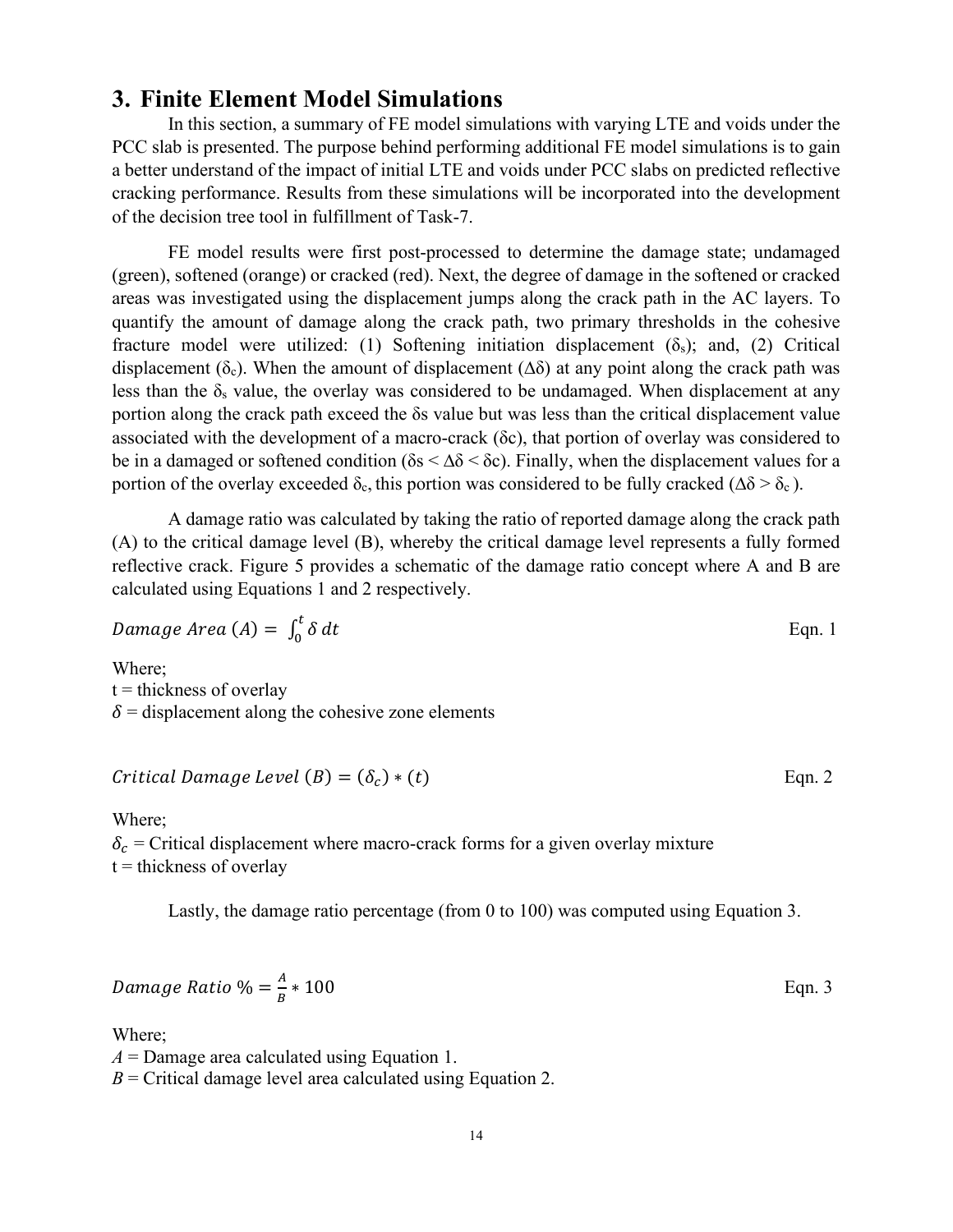# 3. Finite Element Model Simulations

In this section, a summary of FE model simulations with varying LTE and voids under the PCC slab is presented. The purpose behind performing additional FE model simulations is to gain a better understand of the impact of initial LTE and voids under PCC slabs on predicted reflective cracking performance. Results from these simulations will be incorporated into the development of the decision tree tool in fulfillment of Task-7.

FE model results were first post-processed to determine the damage state; undamaged (green), softened (orange) or cracked (red). Next, the degree of damage in the softened or cracked areas was investigated using the displacement jumps along the crack path in the AC layers. To quantify the amount of damage along the crack path, two primary thresholds in the cohesive fracture model were utilized: (1) Softening initiation displacement ($\delta_s$); and, (2) Critical displacement ($\delta_c$). When the amount of displacement ($\Delta\delta$) at any point along the crack path was less than the $\delta_s$ value, the overlay was considered to be undamaged. When displacement at any portion along the crack path exceed the $\delta s$ value but was less than the critical displacement value associated with the development of a macro-crack ($\delta c$), that portion of overlay was considered to be in a damaged or softened condition ($\delta s < \Delta\delta < \delta c$). Finally, when the displacement values for a portion of the overlay exceeded $\delta_c$, this portion was considered to be fully cracked ($\Delta\delta > \delta_c$).

A damage ratio was calculated by taking the ratio of reported damage along the crack path (A) to the critical damage level (B), whereby the critical damage level represents a fully formed reflective crack. Figure 5 provides a schematic of the damage ratio concept where A and B are calculated using Equations 1 and 2 respectively.

$$Damage\ Area\ (A) = \int_0^t \delta\, dt \qquad \text{Eqn. 1}$$

Where;
t = thickness of overlay
$\delta$ = displacement along the cohesive zone elements

$$Critical\ Damage\ Level\ (B) = (\delta_c) * (t) \qquad \text{Eqn. 2}$$

Where;
$\delta_c$ = Critical displacement where macro-crack forms for a given overlay mixture
t = thickness of overlay

Lastly, the damage ratio percentage (from 0 to 100) was computed using Equation 3.

$$Damage\ Ratio\ \% = \frac{A}{B} * 100 \qquad \text{Eqn. 3}$$

Where;
$A$ = Damage area calculated using Equation 1.
$B$ = Critical damage level area calculated using Equation 2.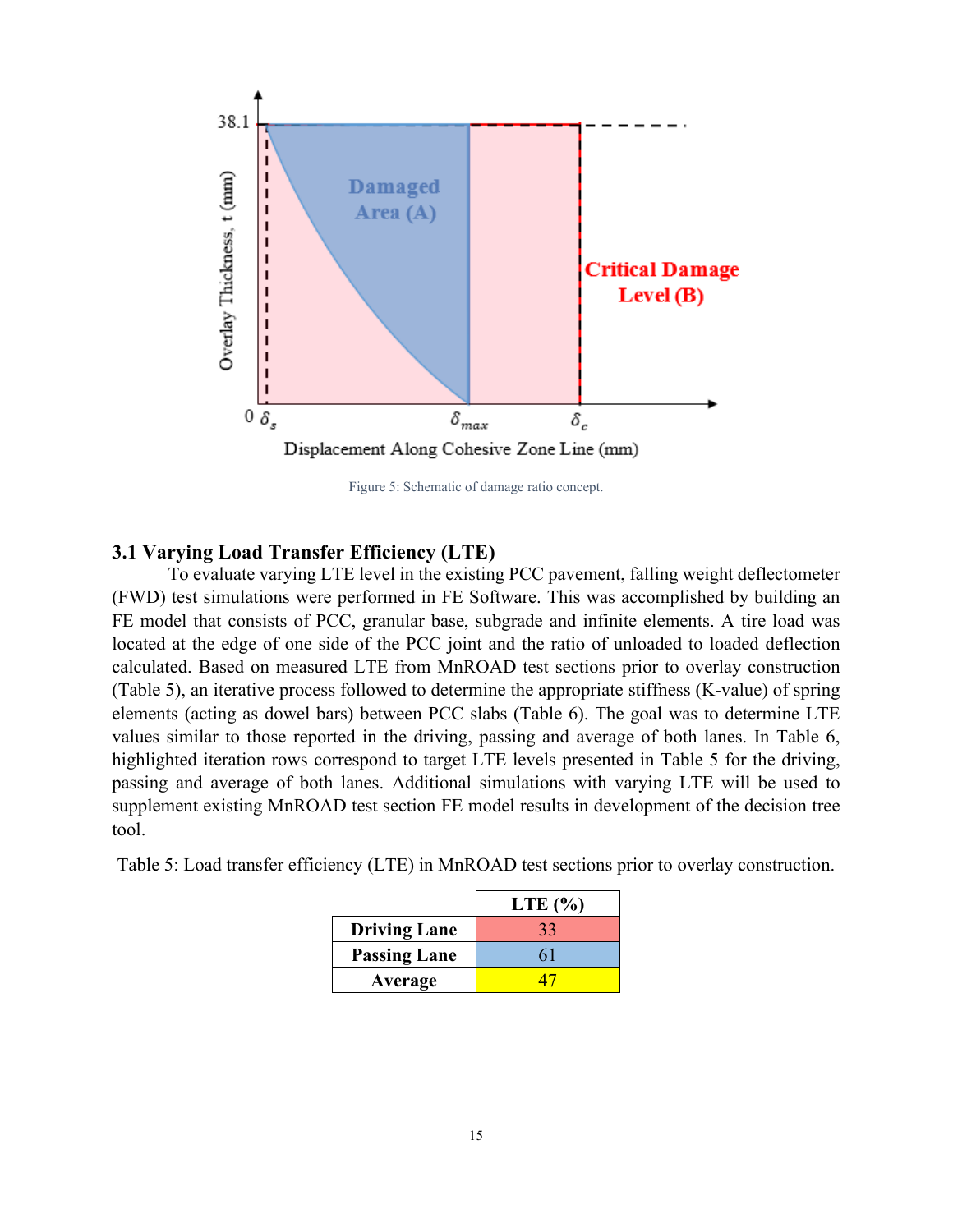Figure 5: Schematic of damage ratio concept.

### 3.1 Varying Load Transfer Efficiency (LTE)

To evaluate varying LTE level in the existing PCC pavement, falling weight deflectometer (FWD) test simulations were performed in FE Software. This was accomplished by building an FE model that consists of PCC, granular base, subgrade and infinite elements. A tire load was located at the edge of one side of the PCC joint and the ratio of unloaded to loaded deflection calculated. Based on measured LTE from MnROAD test sections prior to overlay construction (Table 5), an iterative process followed to determine the appropriate stiffness (K-value) of spring elements (acting as dowel bars) between PCC slabs (Table 6). The goal was to determine LTE values similar to those reported in the driving, passing and average of both lanes. In Table 6, highlighted iteration rows correspond to target LTE levels presented in Table 5 for the driving, passing and average of both lanes. Additional simulations with varying LTE will be used to supplement existing MnROAD test section FE model results in development of the decision tree tool.

Table 5: Load transfer efficiency (LTE) in MnROAD test sections prior to overlay construction.

| | LTE (%) |
|---|---|
| **Driving Lane** | 33 |
| **Passing Lane** | 61 |
| **Average** | 47 |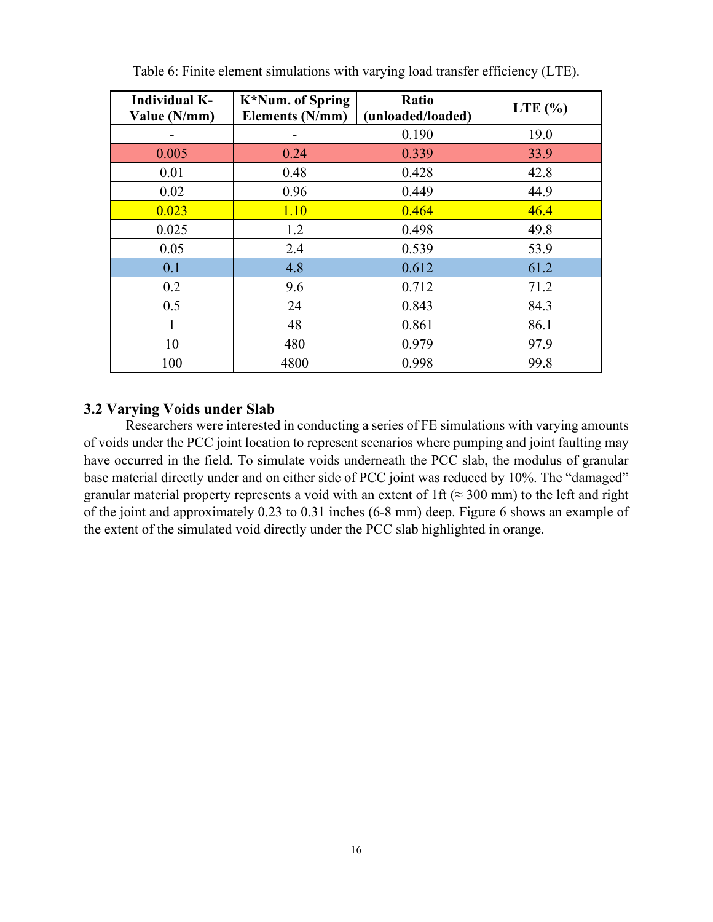Table 6: Finite element simulations with varying load transfer efficiency (LTE).

| Individual K-Value (N/mm) | K*Num. of Spring Elements (N/mm) | Ratio (unloaded/loaded) | LTE (%) |
|---|---|---|---|
| - | - | 0.190 | 19.0 |
| 0.005 | 0.24 | 0.339 | 33.9 |
| 0.01 | 0.48 | 0.428 | 42.8 |
| 0.02 | 0.96 | 0.449 | 44.9 |
| 0.023 | 1.10 | 0.464 | 46.4 |
| 0.025 | 1.2 | 0.498 | 49.8 |
| 0.05 | 2.4 | 0.539 | 53.9 |
| 0.1 | 4.8 | 0.612 | 61.2 |
| 0.2 | 9.6 | 0.712 | 71.2 |
| 0.5 | 24 | 0.843 | 84.3 |
| 1 | 48 | 0.861 | 86.1 |
| 10 | 480 | 0.979 | 97.9 |
| 100 | 4800 | 0.998 | 99.8 |

## 3.2 Varying Voids under Slab

Researchers were interested in conducting a series of FE simulations with varying amounts of voids under the PCC joint location to represent scenarios where pumping and joint faulting may have occurred in the field. To simulate voids underneath the PCC slab, the modulus of granular base material directly under and on either side of PCC joint was reduced by 10%. The "damaged" granular material property represents a void with an extent of 1ft (≈ 300 mm) to the left and right of the joint and approximately 0.23 to 0.31 inches (6-8 mm) deep. Figure 6 shows an example of the extent of the simulated void directly under the PCC slab highlighted in orange.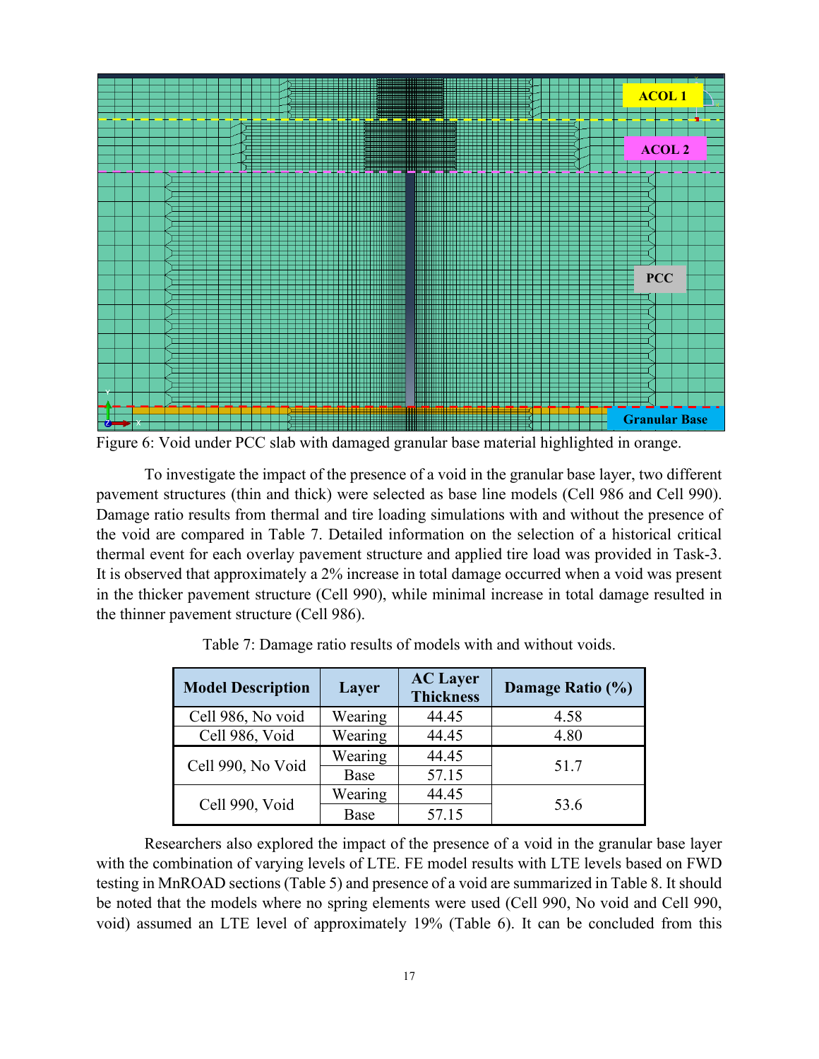Figure 6: Void under PCC slab with damaged granular base material highlighted in orange.

To investigate the impact of the presence of a void in the granular base layer, two different pavement structures (thin and thick) were selected as base line models (Cell 986 and Cell 990). Damage ratio results from thermal and tire loading simulations with and without the presence of the void are compared in Table 7. Detailed information on the selection of a historical critical thermal event for each overlay pavement structure and applied tire load was provided in Task-3. It is observed that approximately a 2% increase in total damage occurred when a void was present in the thicker pavement structure (Cell 990), while minimal increase in total damage resulted in the thinner pavement structure (Cell 986).

Table 7: Damage ratio results of models with and without voids.

| Model Description | Layer | AC Layer Thickness | Damage Ratio (%) |
|---|---|---|---|
| Cell 986, No void | Wearing | 44.45 | 4.58 |
| Cell 986, Void | Wearing | 44.45 | 4.80 |
| Cell 990, No Void | Wearing | 44.45 | 51.7 |
| | Base | 57.15 | |
| Cell 990, Void | Wearing | 44.45 | 53.6 |
| | Base | 57.15 | |

Researchers also explored the impact of the presence of a void in the granular base layer with the combination of varying levels of LTE. FE model results with LTE levels based on FWD testing in MnROAD sections (Table 5) and presence of a void are summarized in Table 8. It should be noted that the models where no spring elements were used (Cell 990, No void and Cell 990, void) assumed an LTE level of approximately 19% (Table 6). It can be concluded from this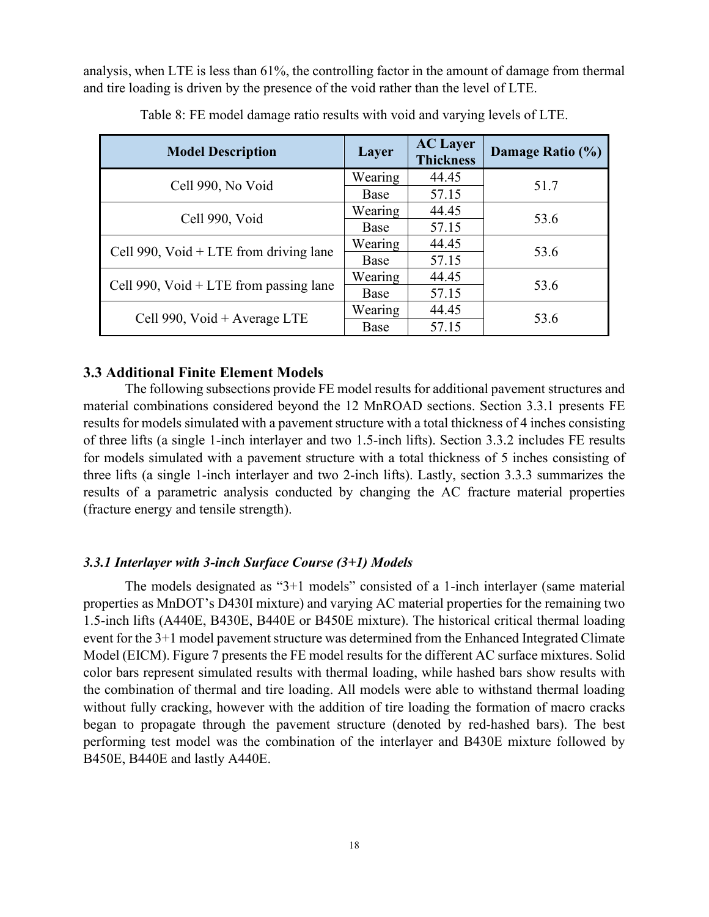analysis, when LTE is less than 61%, the controlling factor in the amount of damage from thermal and tire loading is driven by the presence of the void rather than the level of LTE.

Table 8: FE model damage ratio results with void and varying levels of LTE.

| Model Description | Layer | AC Layer Thickness | Damage Ratio (%) |
|---|---|---|---|
| Cell 990, No Void | Wearing | 44.45 | 51.7 |
| | Base | 57.15 | |
| Cell 990, Void | Wearing | 44.45 | 53.6 |
| | Base | 57.15 | |
| Cell 990, Void + LTE from driving lane | Wearing | 44.45 | 53.6 |
| | Base | 57.15 | |
| Cell 990, Void + LTE from passing lane | Wearing | 44.45 | 53.6 |
| | Base | 57.15 | |
| Cell 990, Void + Average LTE | Wearing | 44.45 | 53.6 |
| | Base | 57.15 | |

## 3.3 Additional Finite Element Models

The following subsections provide FE model results for additional pavement structures and material combinations considered beyond the 12 MnROAD sections. Section 3.3.1 presents FE results for models simulated with a pavement structure with a total thickness of 4 inches consisting of three lifts (a single 1-inch interlayer and two 1.5-inch lifts). Section 3.3.2 includes FE results for models simulated with a pavement structure with a total thickness of 5 inches consisting of three lifts (a single 1-inch interlayer and two 2-inch lifts). Lastly, section 3.3.3 summarizes the results of a parametric analysis conducted by changing the AC fracture material properties (fracture energy and tensile strength).

### *3.3.1 Interlayer with 3-inch Surface Course (3+1) Models*

The models designated as "3+1 models" consisted of a 1-inch interlayer (same material properties as MnDOT's D430I mixture) and varying AC material properties for the remaining two 1.5-inch lifts (A440E, B430E, B440E or B450E mixture). The historical critical thermal loading event for the 3+1 model pavement structure was determined from the Enhanced Integrated Climate Model (EICM). Figure 7 presents the FE model results for the different AC surface mixtures. Solid color bars represent simulated results with thermal loading, while hashed bars show results with the combination of thermal and tire loading. All models were able to withstand thermal loading without fully cracking, however with the addition of tire loading the formation of macro cracks began to propagate through the pavement structure (denoted by red-hashed bars). The best performing test model was the combination of the interlayer and B430E mixture followed by B450E, B440E and lastly A440E.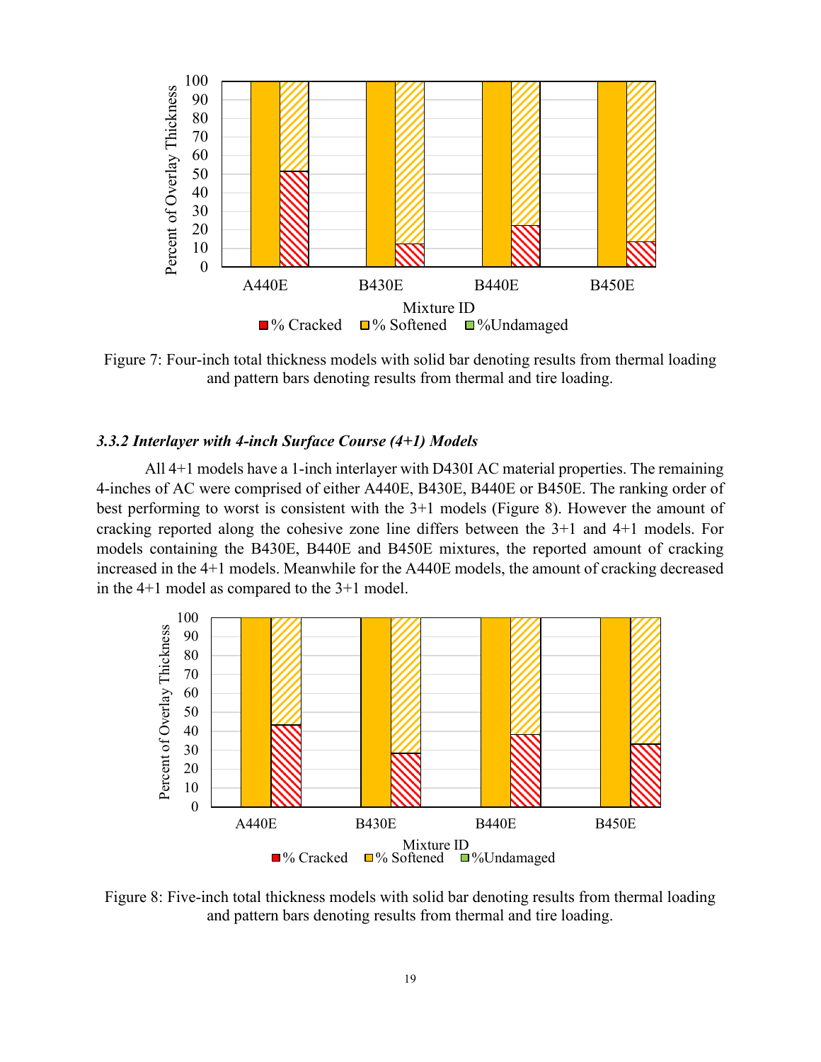Figure 7: Four-inch total thickness models with solid bar denoting results from thermal loading and pattern bars denoting results from thermal and tire loading.

### *3.3.2 Interlayer with 4-inch Surface Course (4+1) Models*

All 4+1 models have a 1-inch interlayer with D430I AC material properties. The remaining 4-inches of AC were comprised of either A440E, B430E, B440E or B450E. The ranking order of best performing to worst is consistent with the 3+1 models (Figure 8). However the amount of cracking reported along the cohesive zone line differs between the 3+1 and 4+1 models. For models containing the B430E, B440E and B450E mixtures, the reported amount of cracking increased in the 4+1 models. Meanwhile for the A440E models, the amount of cracking decreased in the 4+1 model as compared to the 3+1 model.

Figure 8: Five-inch total thickness models with solid bar denoting results from thermal loading and pattern bars denoting results from thermal and tire loading.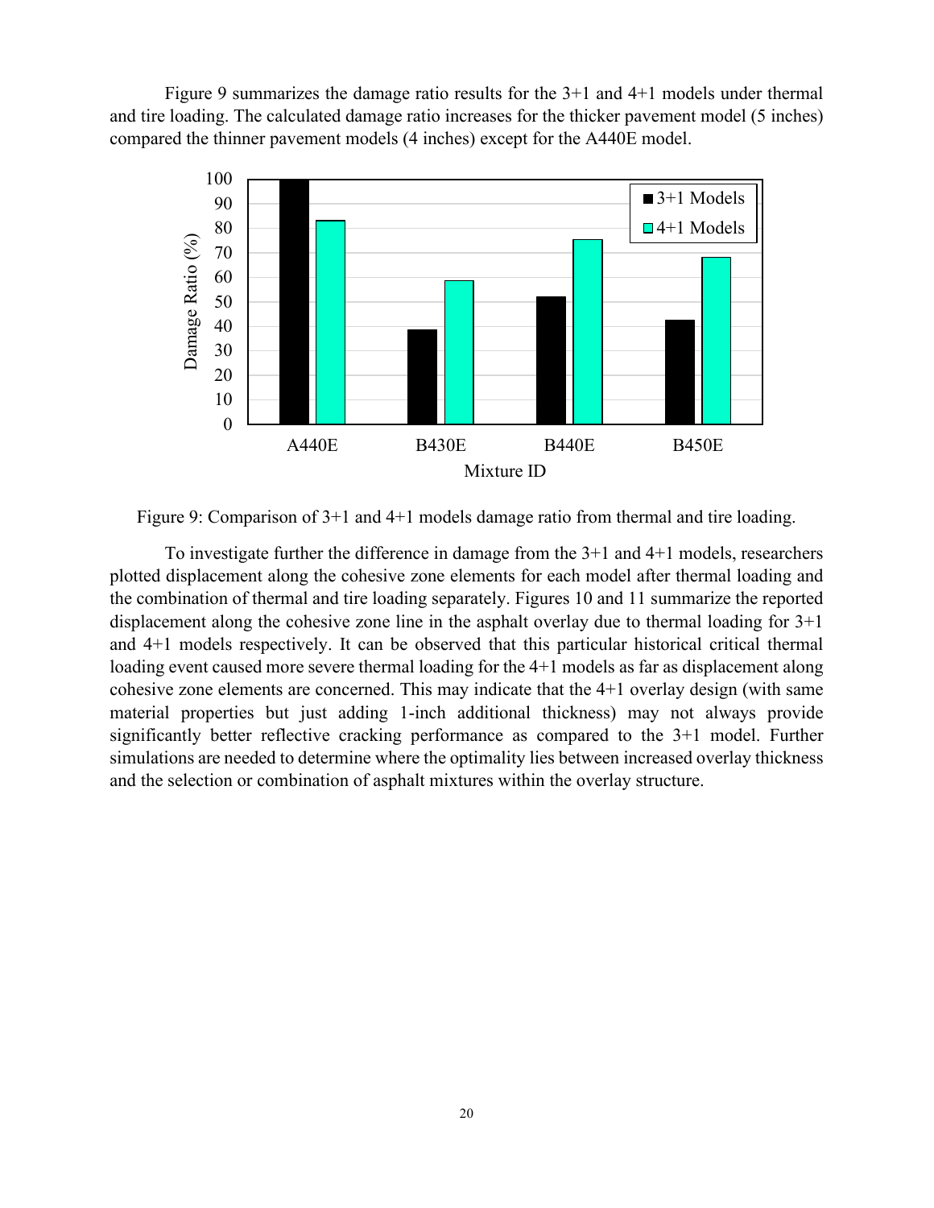Figure 9 summarizes the damage ratio results for the 3+1 and 4+1 models under thermal and tire loading. The calculated damage ratio increases for the thicker pavement model (5 inches) compared the thinner pavement models (4 inches) except for the A440E model.

Figure 9: Comparison of 3+1 and 4+1 models damage ratio from thermal and tire loading.

To investigate further the difference in damage from the 3+1 and 4+1 models, researchers plotted displacement along the cohesive zone elements for each model after thermal loading and the combination of thermal and tire loading separately. Figures 10 and 11 summarize the reported displacement along the cohesive zone line in the asphalt overlay due to thermal loading for 3+1 and 4+1 models respectively. It can be observed that this particular historical critical thermal loading event caused more severe thermal loading for the 4+1 models as far as displacement along cohesive zone elements are concerned. This may indicate that the 4+1 overlay design (with same material properties but just adding 1-inch additional thickness) may not always provide significantly better reflective cracking performance as compared to the 3+1 model. Further simulations are needed to determine where the optimality lies between increased overlay thickness and the selection or combination of asphalt mixtures within the overlay structure.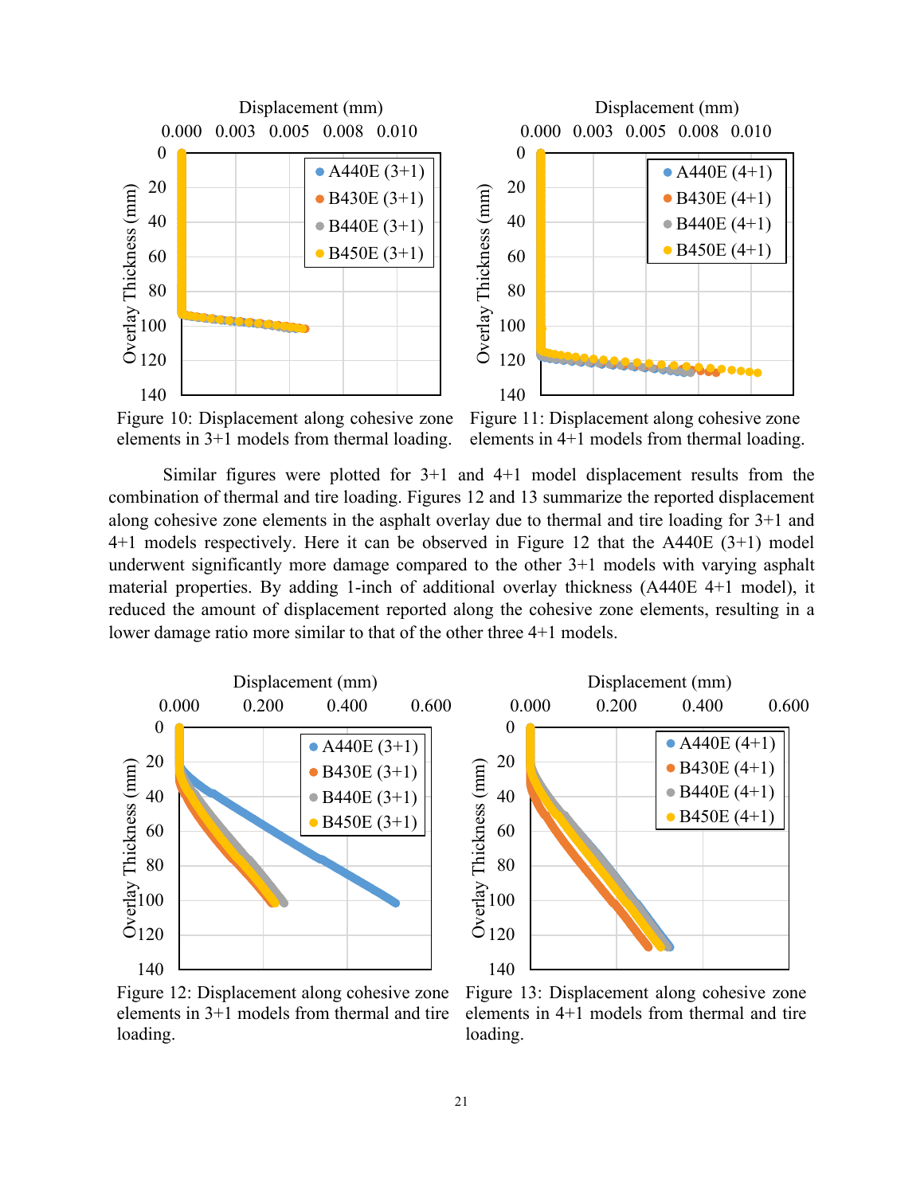Figure 10: Displacement along cohesive zone elements in 3+1 models from thermal loading.

Figure 11: Displacement along cohesive zone elements in 4+1 models from thermal loading.

Similar figures were plotted for 3+1 and 4+1 model displacement results from the combination of thermal and tire loading. Figures 12 and 13 summarize the reported displacement along cohesive zone elements in the asphalt overlay due to thermal and tire loading for 3+1 and 4+1 models respectively. Here it can be observed in Figure 12 that the A440E (3+1) model underwent significantly more damage compared to the other 3+1 models with varying asphalt material properties. By adding 1-inch of additional overlay thickness (A440E 4+1 model), it reduced the amount of displacement reported along the cohesive zone elements, resulting in a lower damage ratio more similar to that of the other three 4+1 models.

Figure 12: Displacement along cohesive zone elements in 3+1 models from thermal and tire loading.

Figure 13: Displacement along cohesive zone elements in 4+1 models from thermal and tire loading.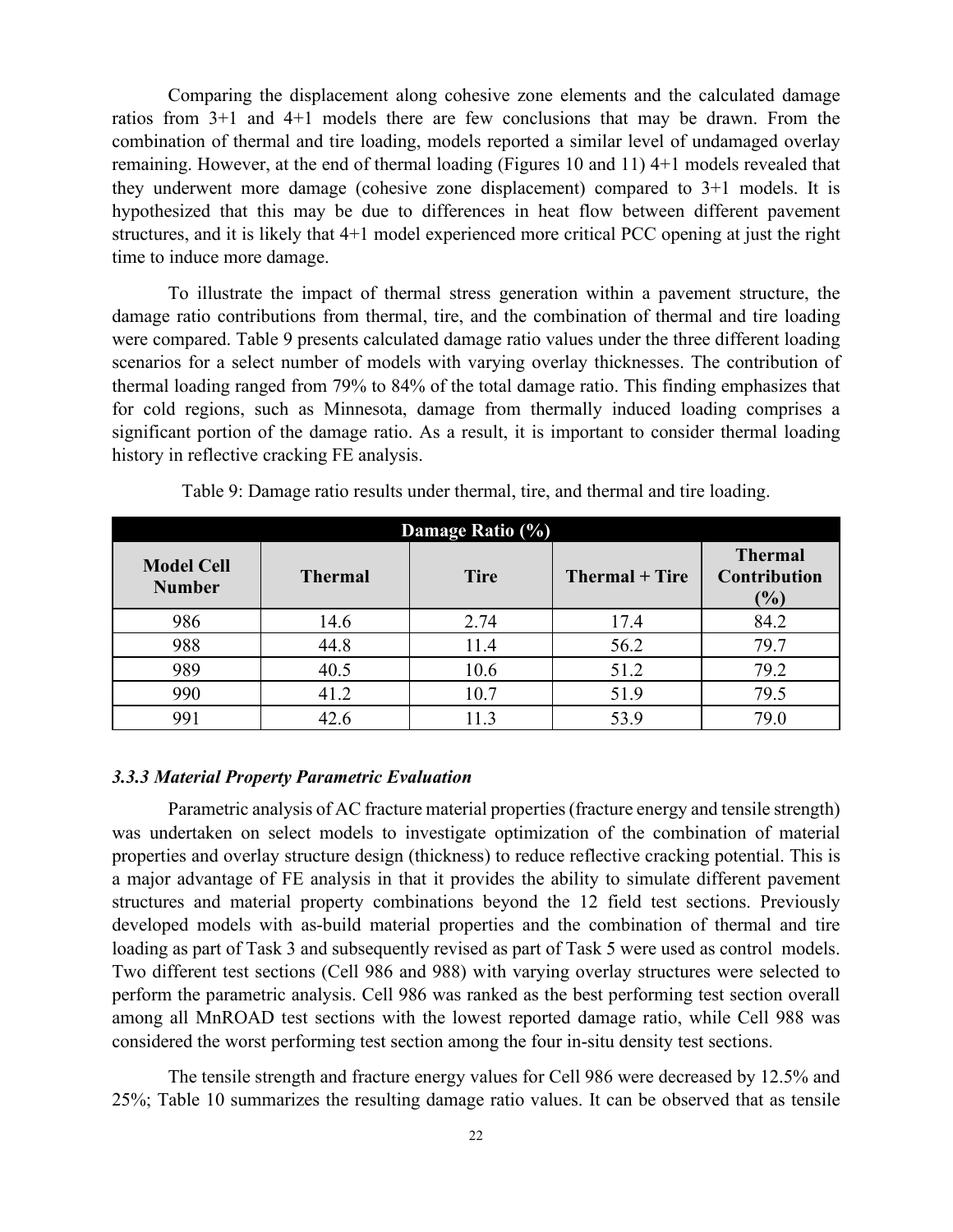Comparing the displacement along cohesive zone elements and the calculated damage ratios from 3+1 and 4+1 models there are few conclusions that may be drawn. From the combination of thermal and tire loading, models reported a similar level of undamaged overlay remaining. However, at the end of thermal loading (Figures 10 and 11) 4+1 models revealed that they underwent more damage (cohesive zone displacement) compared to 3+1 models. It is hypothesized that this may be due to differences in heat flow between different pavement structures, and it is likely that 4+1 model experienced more critical PCC opening at just the right time to induce more damage.

To illustrate the impact of thermal stress generation within a pavement structure, the damage ratio contributions from thermal, tire, and the combination of thermal and tire loading were compared. Table 9 presents calculated damage ratio values under the three different loading scenarios for a select number of models with varying overlay thicknesses. The contribution of thermal loading ranged from 79% to 84% of the total damage ratio. This finding emphasizes that for cold regions, such as Minnesota, damage from thermally induced loading comprises a significant portion of the damage ratio. As a result, it is important to consider thermal loading history in reflective cracking FE analysis.

Table 9: Damage ratio results under thermal, tire, and thermal and tire loading.

| Damage Ratio (%) | | | | |
|---|---|---|---|---|
| **Model Cell Number** | **Thermal** | **Tire** | **Thermal + Tire** | **Thermal Contribution (%)** |
| 986 | 14.6 | 2.74 | 17.4 | 84.2 |
| 988 | 44.8 | 11.4 | 56.2 | 79.7 |
| 989 | 40.5 | 10.6 | 51.2 | 79.2 |
| 990 | 41.2 | 10.7 | 51.9 | 79.5 |
| 991 | 42.6 | 11.3 | 53.9 | 79.0 |

### *3.3.3 Material Property Parametric Evaluation*

Parametric analysis of AC fracture material properties (fracture energy and tensile strength) was undertaken on select models to investigate optimization of the combination of material properties and overlay structure design (thickness) to reduce reflective cracking potential. This is a major advantage of FE analysis in that it provides the ability to simulate different pavement structures and material property combinations beyond the 12 field test sections. Previously developed models with as-build material properties and the combination of thermal and tire loading as part of Task 3 and subsequently revised as part of Task 5 were used as control models. Two different test sections (Cell 986 and 988) with varying overlay structures were selected to perform the parametric analysis. Cell 986 was ranked as the best performing test section overall among all MnROAD test sections with the lowest reported damage ratio, while Cell 988 was considered the worst performing test section among the four in-situ density test sections.

The tensile strength and fracture energy values for Cell 986 were decreased by 12.5% and 25%; Table 10 summarizes the resulting damage ratio values. It can be observed that as tensile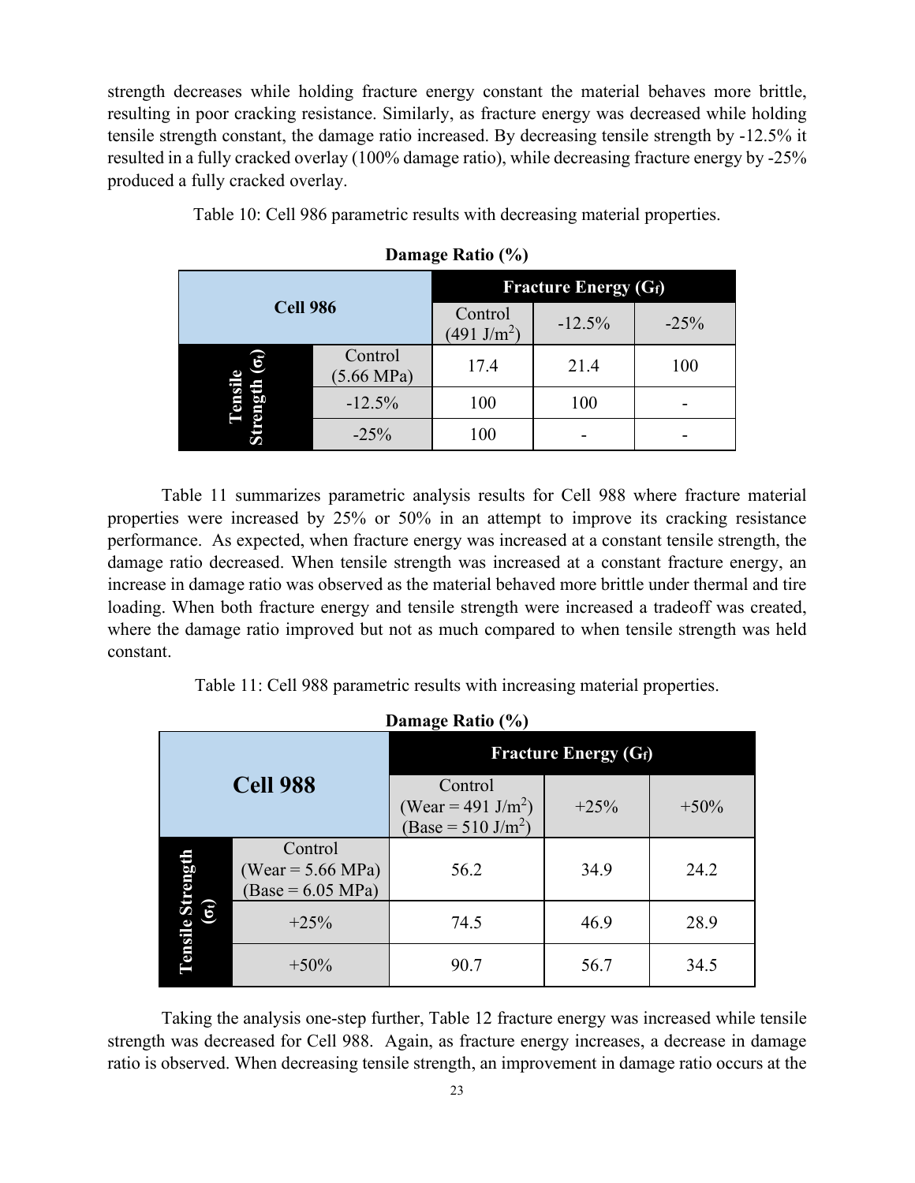strength decreases while holding fracture energy constant the material behaves more brittle, resulting in poor cracking resistance. Similarly, as fracture energy was decreased while holding tensile strength constant, the damage ratio increased. By decreasing tensile strength by -12.5% it resulted in a fully cracked overlay (100% damage ratio), while decreasing fracture energy by -25% produced a fully cracked overlay.

Table 10: Cell 986 parametric results with decreasing material properties.

**Damage Ratio (%)**

| **Cell 986** | | **Fracture Energy ($G_f$)** | | |
|---|---|---|---|---|
| | | Control (491 J/m$^2$) | -12.5% | -25% |
| **Tensile Strength ($\sigma_t$)** | Control (5.66 MPa) | 17.4 | 21.4 | 100 |
| | -12.5% | 100 | 100 | - |
| | -25% | 100 | - | - |

Table 11 summarizes parametric analysis results for Cell 988 where fracture material properties were increased by 25% or 50% in an attempt to improve its cracking resistance performance. As expected, when fracture energy was increased at a constant tensile strength, the damage ratio decreased. When tensile strength was increased at a constant fracture energy, an increase in damage ratio was observed as the material behaved more brittle under thermal and tire loading. When both fracture energy and tensile strength were increased a tradeoff was created, where the damage ratio improved but not as much compared to when tensile strength was held constant.

Table 11: Cell 988 parametric results with increasing material properties.

**Damage Ratio (%)**

| **Cell 988** | | **Fracture Energy ($G_f$)** | | |
|---|---|---|---|---|
| | | Control (Wear = 491 J/m$^2$) (Base = 510 J/m$^2$) | +25% | +50% |
| **Tensile Strength ($\sigma_t$)** | Control (Wear = 5.66 MPa) (Base = 6.05 MPa) | 56.2 | 34.9 | 24.2 |
| | +25% | 74.5 | 46.9 | 28.9 |
| | +50% | 90.7 | 56.7 | 34.5 |

Taking the analysis one-step further, Table 12 fracture energy was increased while tensile strength was decreased for Cell 988. Again, as fracture energy increases, a decrease in damage ratio is observed. When decreasing tensile strength, an improvement in damage ratio occurs at the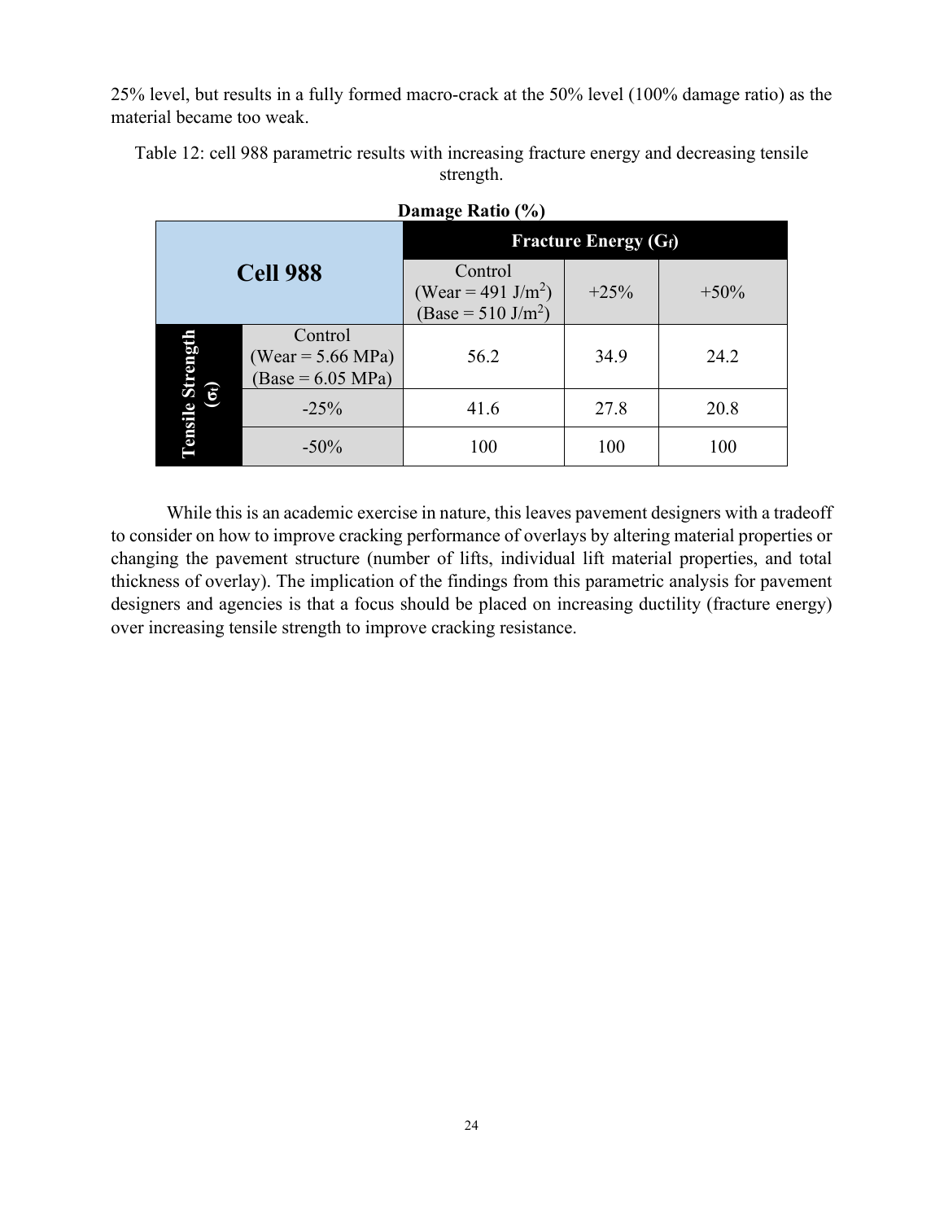25% level, but results in a fully formed macro-crack at the 50% level (100% damage ratio) as the material became too weak.

Table 12: cell 988 parametric results with increasing fracture energy and decreasing tensile strength.

**Damage Ratio (%)**

| **Cell 988** | | **Fracture Energy ($G_f$)** | | |
|---|---|---|---|---|
| | | Control (Wear = 491 J/m$^2$) (Base = 510 J/m$^2$) | +25% | +50% |
| **Tensile Strength ($\sigma_t$)** | Control (Wear = 5.66 MPa) (Base = 6.05 MPa) | 56.2 | 34.9 | 24.2 |
| | -25% | 41.6 | 27.8 | 20.8 |
| | -50% | 100 | 100 | 100 |

While this is an academic exercise in nature, this leaves pavement designers with a tradeoff to consider on how to improve cracking performance of overlays by altering material properties or changing the pavement structure (number of lifts, individual lift material properties, and total thickness of overlay). The implication of the findings from this parametric analysis for pavement designers and agencies is that a focus should be placed on increasing ductility (fracture energy) over increasing tensile strength to improve cracking resistance.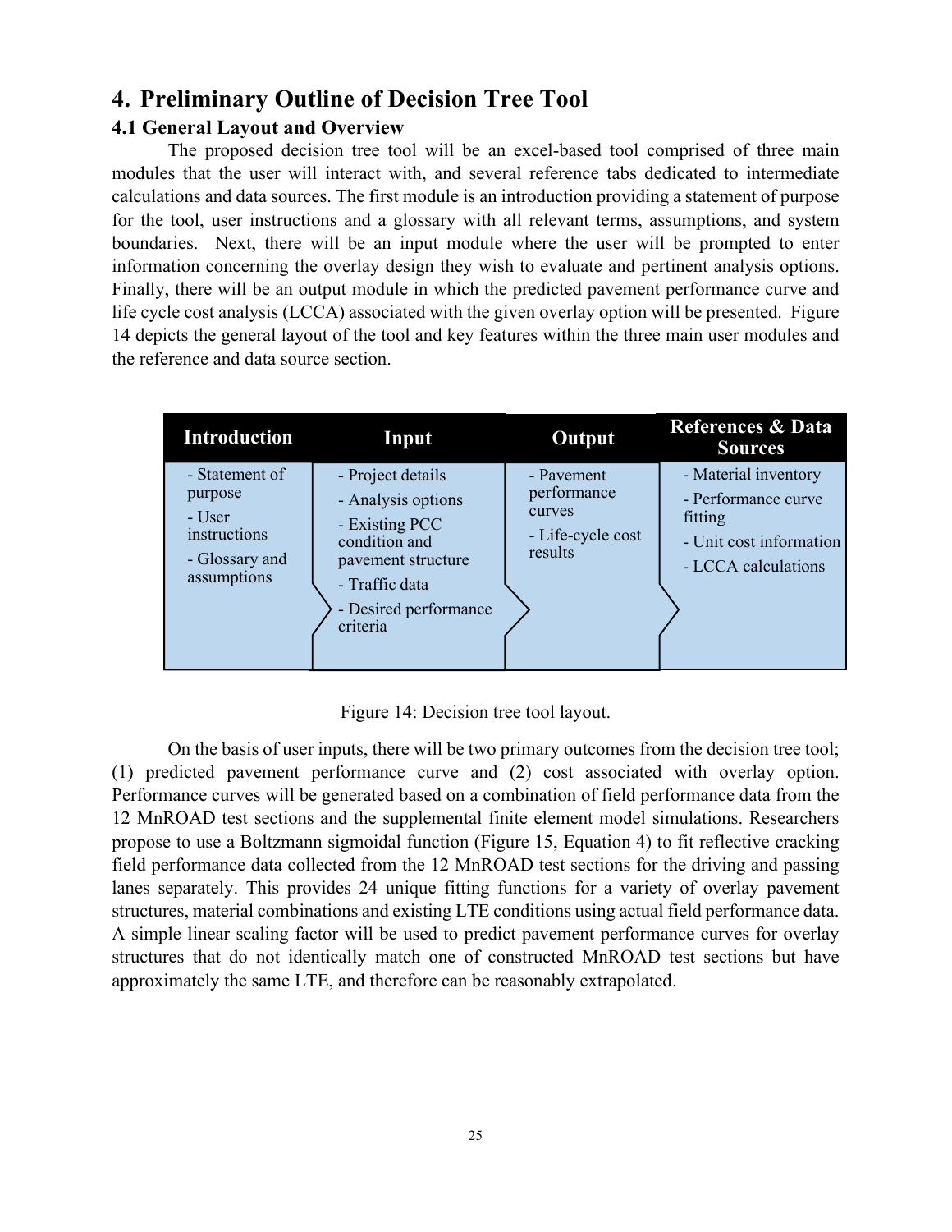# 4. Preliminary Outline of Decision Tree Tool

## 4.1 General Layout and Overview

The proposed decision tree tool will be an excel-based tool comprised of three main modules that the user will interact with, and several reference tabs dedicated to intermediate calculations and data sources. The first module is an introduction providing a statement of purpose for the tool, user instructions and a glossary with all relevant terms, assumptions, and system boundaries. Next, there will be an input module where the user will be prompted to enter information concerning the overlay design they wish to evaluate and pertinent analysis options. Finally, there will be an output module in which the predicted pavement performance curve and life cycle cost analysis (LCCA) associated with the given overlay option will be presented. Figure 14 depicts the general layout of the tool and key features within the three main user modules and the reference and data source section.

| Introduction | Input | Output | References & Data Sources |
|---|---|---|---|
| - Statement of purpose<br>- User instructions<br>- Glossary and assumptions | - Project details<br>- Analysis options<br>- Existing PCC condition and pavement structure<br>- Traffic data<br>- Desired performance criteria | - Pavement performance curves<br>- Life-cycle cost results | - Material inventory<br>- Performance curve fitting<br>- Unit cost information<br>- LCCA calculations |

Figure 14: Decision tree tool layout.

On the basis of user inputs, there will be two primary outcomes from the decision tree tool; (1) predicted pavement performance curve and (2) cost associated with overlay option. Performance curves will be generated based on a combination of field performance data from the 12 MnROAD test sections and the supplemental finite element model simulations. Researchers propose to use a Boltzmann sigmoidal function (Figure 15, Equation 4) to fit reflective cracking field performance data collected from the 12 MnROAD test sections for the driving and passing lanes separately. This provides 24 unique fitting functions for a variety of overlay pavement structures, material combinations and existing LTE conditions using actual field performance data. A simple linear scaling factor will be used to predict pavement performance curves for overlay structures that do not identically match one of constructed MnROAD test sections but have approximately the same LTE, and therefore can be reasonably extrapolated.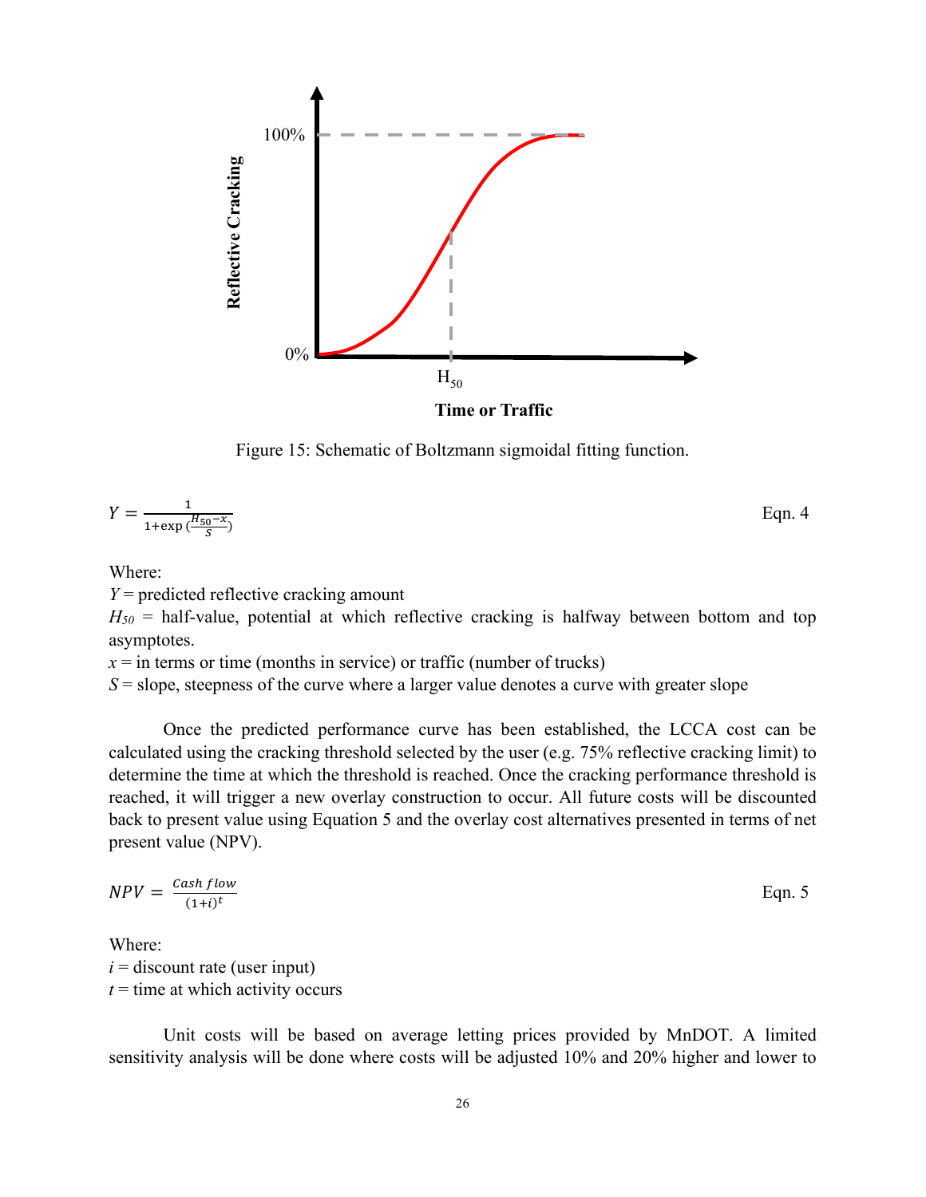Figure 15: Schematic of Boltzmann sigmoidal fitting function.

$$Y = \frac{1}{1+\exp\left(\frac{H_{50}-x}{S}\right)} \qquad \text{Eqn. 4}$$

Where:
$Y$ = predicted reflective cracking amount
$H_{50}$ = half-value, potential at which reflective cracking is halfway between bottom and top asymptotes.
$x$ = in terms or time (months in service) or traffic (number of trucks)
$S$ = slope, steepness of the curve where a larger value denotes a curve with greater slope

Once the predicted performance curve has been established, the LCCA cost can be calculated using the cracking threshold selected by the user (e.g. 75% reflective cracking limit) to determine the time at which the threshold is reached. Once the cracking performance threshold is reached, it will trigger a new overlay construction to occur. All future costs will be discounted back to present value using Equation 5 and the overlay cost alternatives presented in terms of net present value (NPV).

$$NPV = \frac{Cash\ flow}{(1+i)^t} \qquad \text{Eqn. 5}$$

Where:
$i$ = discount rate (user input)
$t$ = time at which activity occurs

Unit costs will be based on average letting prices provided by MnDOT. A limited sensitivity analysis will be done where costs will be adjusted 10% and 20% higher and lower to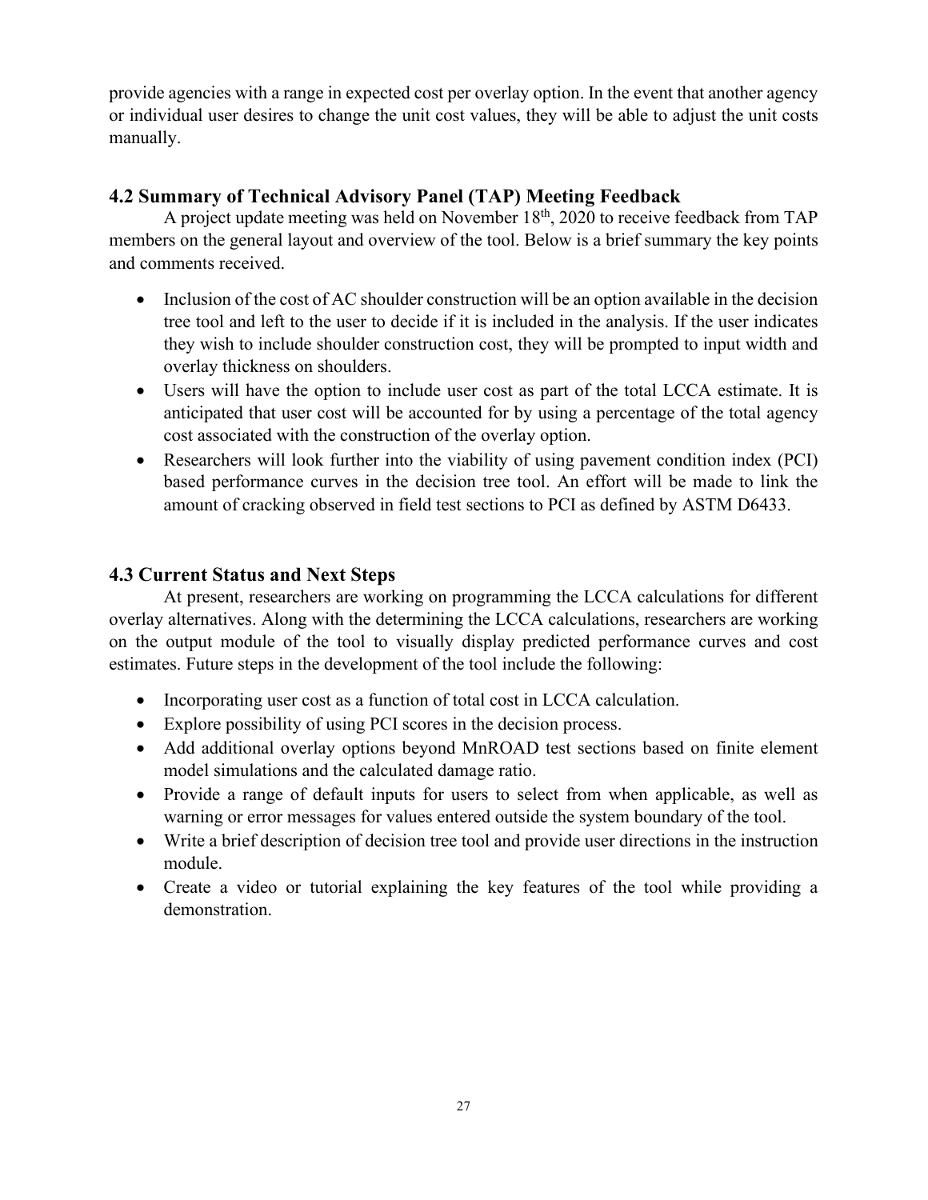provide agencies with a range in expected cost per overlay option. In the event that another agency or individual user desires to change the unit cost values, they will be able to adjust the unit costs manually.

### 4.2 Summary of Technical Advisory Panel (TAP) Meeting Feedback

A project update meeting was held on November 18th, 2020 to receive feedback from TAP members on the general layout and overview of the tool. Below is a brief summary the key points and comments received.

- Inclusion of the cost of AC shoulder construction will be an option available in the decision tree tool and left to the user to decide if it is included in the analysis. If the user indicates they wish to include shoulder construction cost, they will be prompted to input width and overlay thickness on shoulders.
- Users will have the option to include user cost as part of the total LCCA estimate. It is anticipated that user cost will be accounted for by using a percentage of the total agency cost associated with the construction of the overlay option.
- Researchers will look further into the viability of using pavement condition index (PCI) based performance curves in the decision tree tool. An effort will be made to link the amount of cracking observed in field test sections to PCI as defined by ASTM D6433.

### 4.3 Current Status and Next Steps

At present, researchers are working on programming the LCCA calculations for different overlay alternatives. Along with the determining the LCCA calculations, researchers are working on the output module of the tool to visually display predicted performance curves and cost estimates. Future steps in the development of the tool include the following:

- Incorporating user cost as a function of total cost in LCCA calculation.
- Explore possibility of using PCI scores in the decision process.
- Add additional overlay options beyond MnROAD test sections based on finite element model simulations and the calculated damage ratio.
- Provide a range of default inputs for users to select from when applicable, as well as warning or error messages for values entered outside the system boundary of the tool.
- Write a brief description of decision tree tool and provide user directions in the instruction module.
- Create a video or tutorial explaining the key features of the tool while providing a demonstration.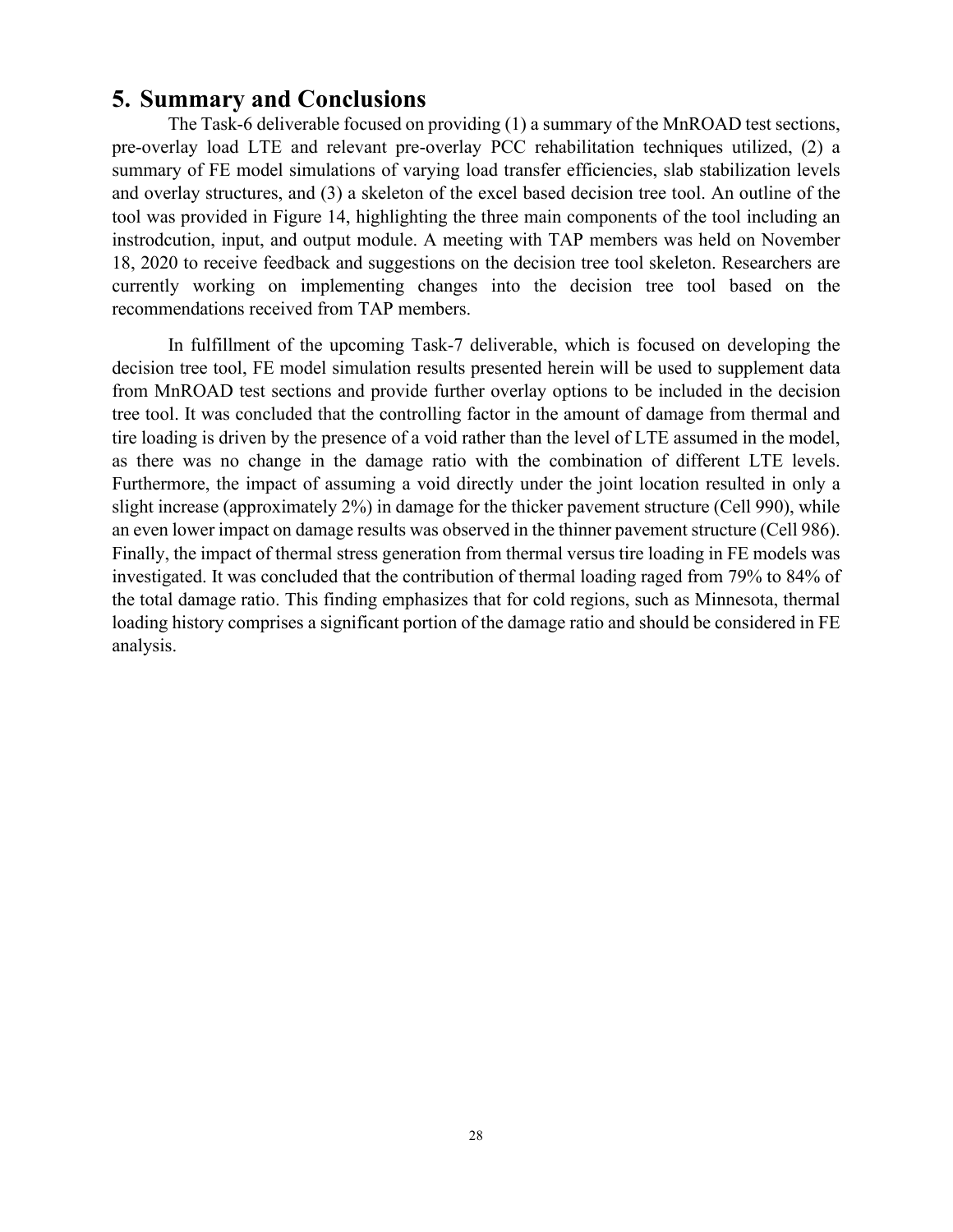## 5. Summary and Conclusions

The Task-6 deliverable focused on providing (1) a summary of the MnROAD test sections, pre-overlay load LTE and relevant pre-overlay PCC rehabilitation techniques utilized, (2) a summary of FE model simulations of varying load transfer efficiencies, slab stabilization levels and overlay structures, and (3) a skeleton of the excel based decision tree tool. An outline of the tool was provided in Figure 14, highlighting the three main components of the tool including an instrodcution, input, and output module. A meeting with TAP members was held on November 18, 2020 to receive feedback and suggestions on the decision tree tool skeleton. Researchers are currently working on implementing changes into the decision tree tool based on the recommendations received from TAP members.

In fulfillment of the upcoming Task-7 deliverable, which is focused on developing the decision tree tool, FE model simulation results presented herein will be used to supplement data from MnROAD test sections and provide further overlay options to be included in the decision tree tool. It was concluded that the controlling factor in the amount of damage from thermal and tire loading is driven by the presence of a void rather than the level of LTE assumed in the model, as there was no change in the damage ratio with the combination of different LTE levels. Furthermore, the impact of assuming a void directly under the joint location resulted in only a slight increase (approximately 2%) in damage for the thicker pavement structure (Cell 990), while an even lower impact on damage results was observed in the thinner pavement structure (Cell 986). Finally, the impact of thermal stress generation from thermal versus tire loading in FE models was investigated. It was concluded that the contribution of thermal loading raged from 79% to 84% of the total damage ratio. This finding emphasizes that for cold regions, such as Minnesota, thermal loading history comprises a significant portion of the damage ratio and should be considered in FE analysis.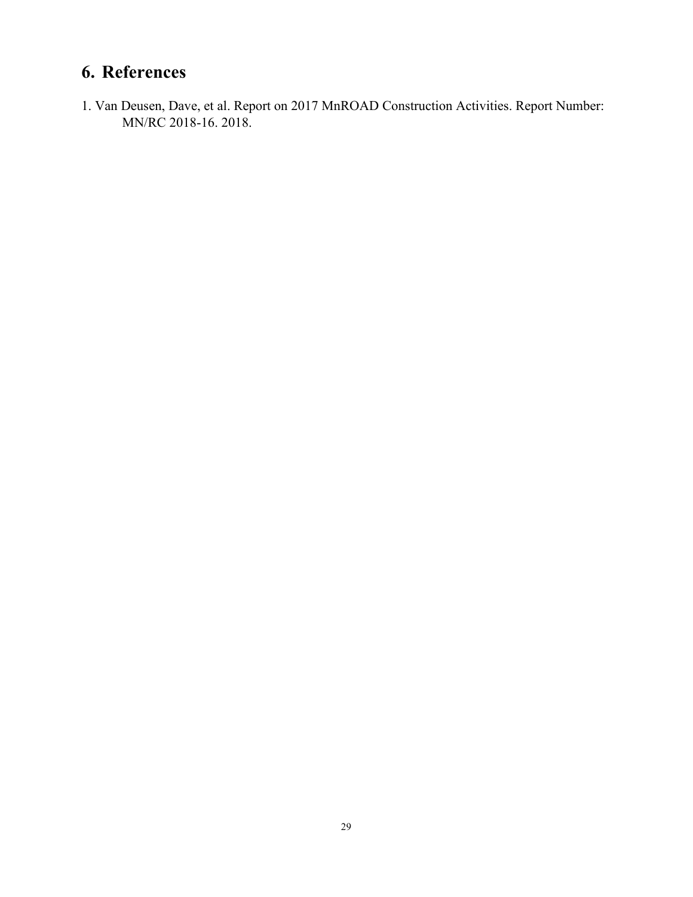# 6. References

1. Van Deusen, Dave, et al. Report on 2017 MnROAD Construction Activities. Report Number: MN/RC 2018-16. 2018.